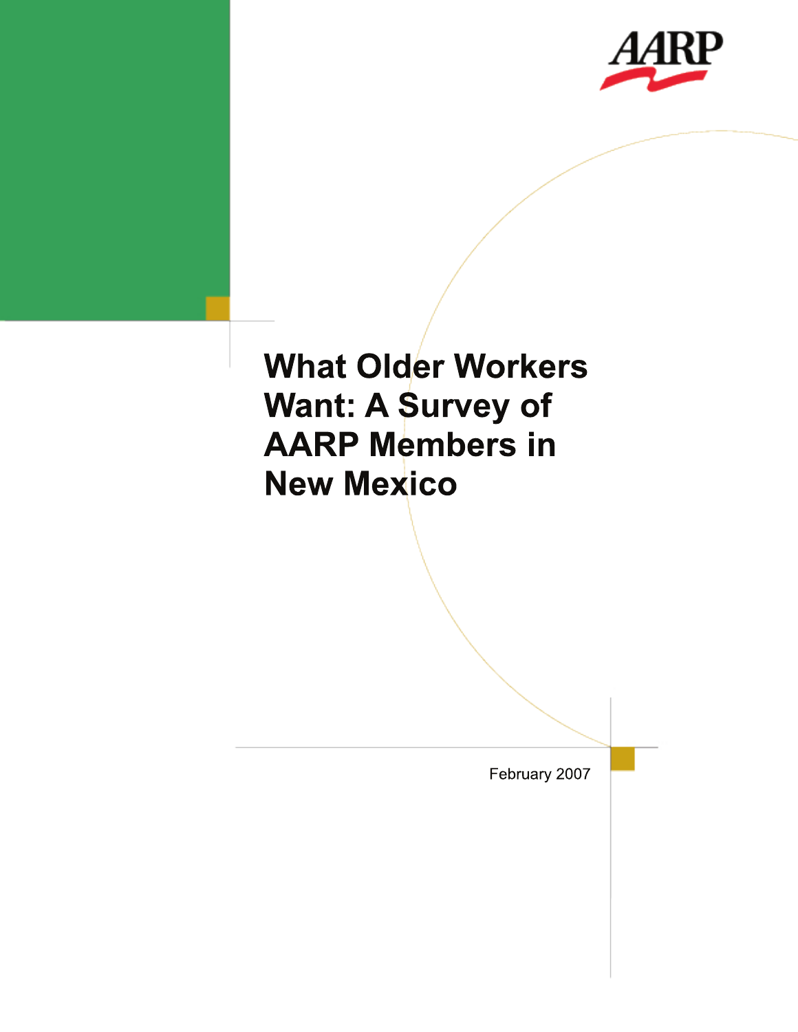AARP

# What Older Workers Want: A Survey of AARP Members in New Mexico

February 2007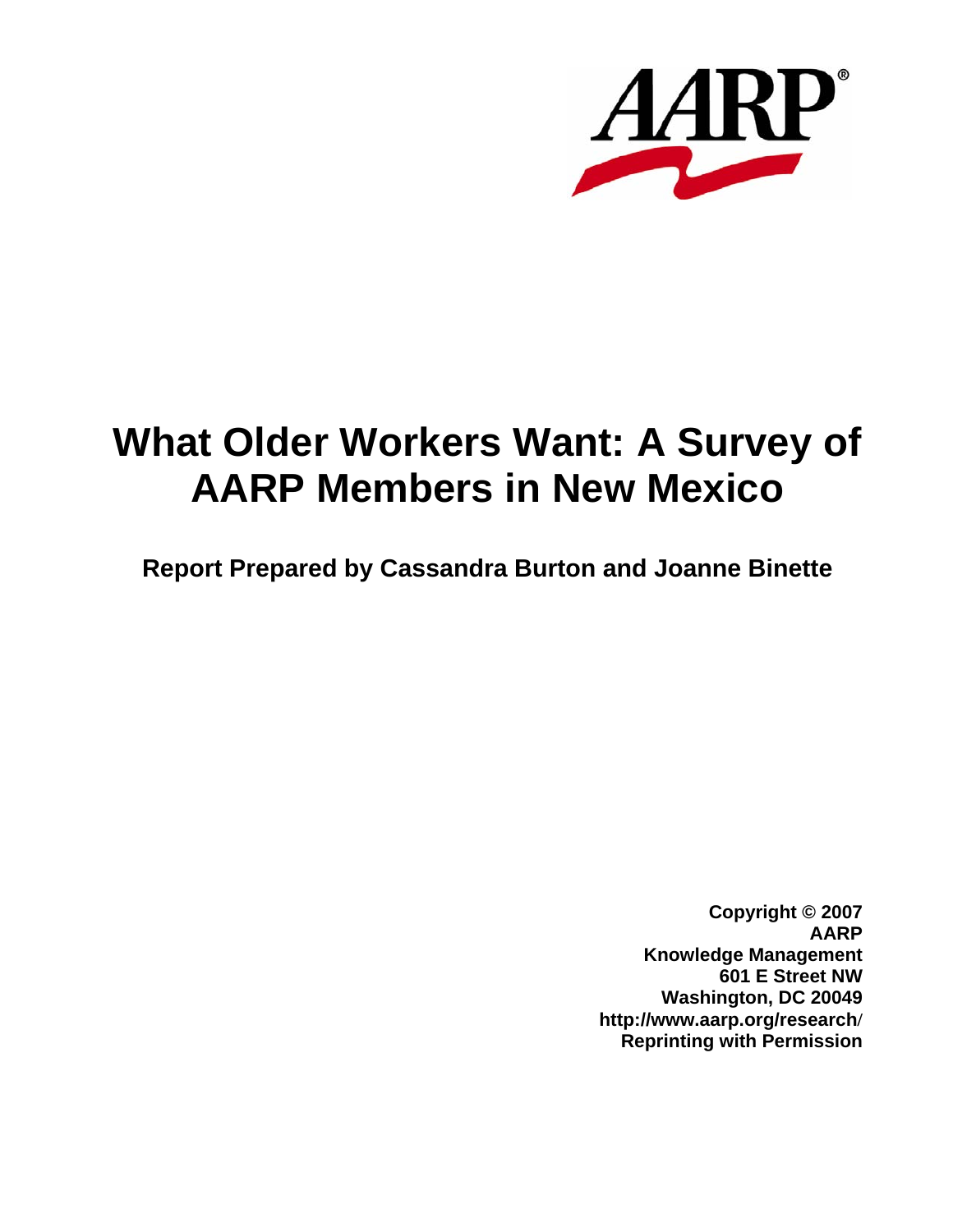# What Older Workers Want: A Survey of AARP Members in New Mexico

**Report Prepared by Cassandra Burton and Joanne Binette**

**Copyright © 2007**
**AARP**
**Knowledge Management**
**601 E Street NW**
**Washington, DC 20049**
**http://www.aarp.org/research/**
**Reprinting with Permission**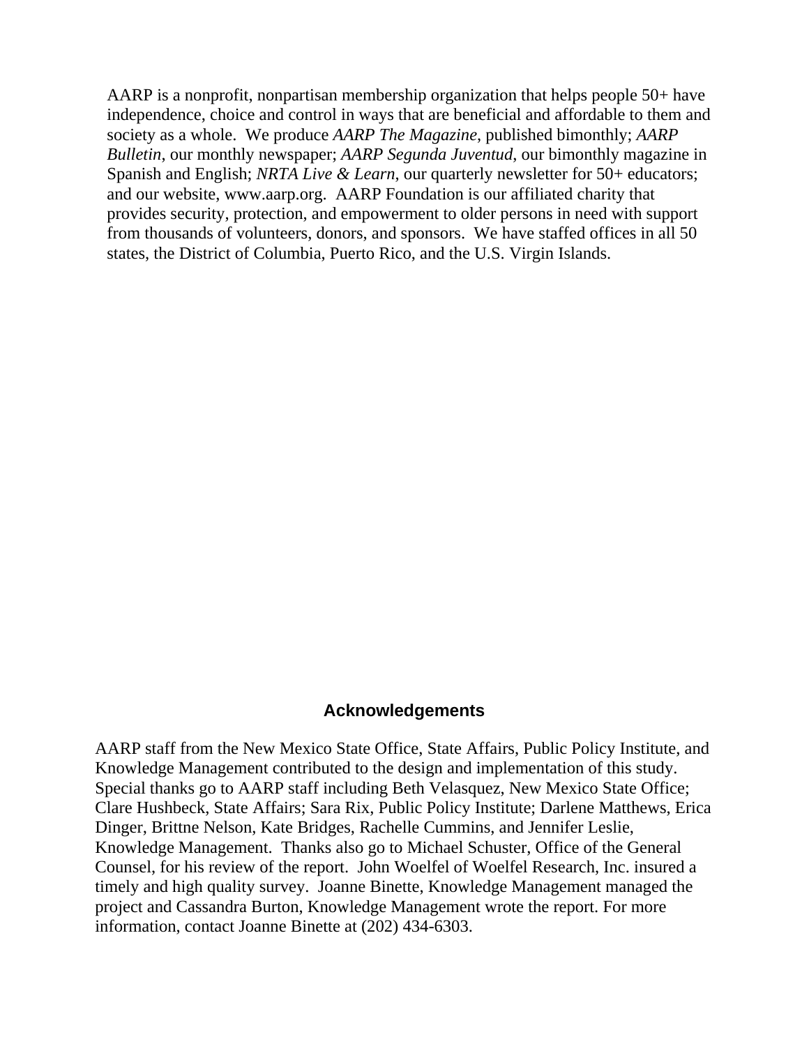AARP is a nonprofit, nonpartisan membership organization that helps people 50+ have independence, choice and control in ways that are beneficial and affordable to them and society as a whole. We produce *AARP The Magazine*, published bimonthly; *AARP Bulletin*, our monthly newspaper; *AARP Segunda Juventud*, our bimonthly magazine in Spanish and English; *NRTA Live & Learn*, our quarterly newsletter for 50+ educators; and our website, www.aarp.org. AARP Foundation is our affiliated charity that provides security, protection, and empowerment to older persons in need with support from thousands of volunteers, donors, and sponsors. We have staffed offices in all 50 states, the District of Columbia, Puerto Rico, and the U.S. Virgin Islands.

## Acknowledgements

AARP staff from the New Mexico State Office, State Affairs, Public Policy Institute, and Knowledge Management contributed to the design and implementation of this study. Special thanks go to AARP staff including Beth Velasquez, New Mexico State Office; Clare Hushbeck, State Affairs; Sara Rix, Public Policy Institute; Darlene Matthews, Erica Dinger, Brittne Nelson, Kate Bridges, Rachelle Cummins, and Jennifer Leslie, Knowledge Management. Thanks also go to Michael Schuster, Office of the General Counsel, for his review of the report. John Woelfel of Woelfel Research, Inc. insured a timely and high quality survey. Joanne Binette, Knowledge Management managed the project and Cassandra Burton, Knowledge Management wrote the report. For more information, contact Joanne Binette at (202) 434-6303.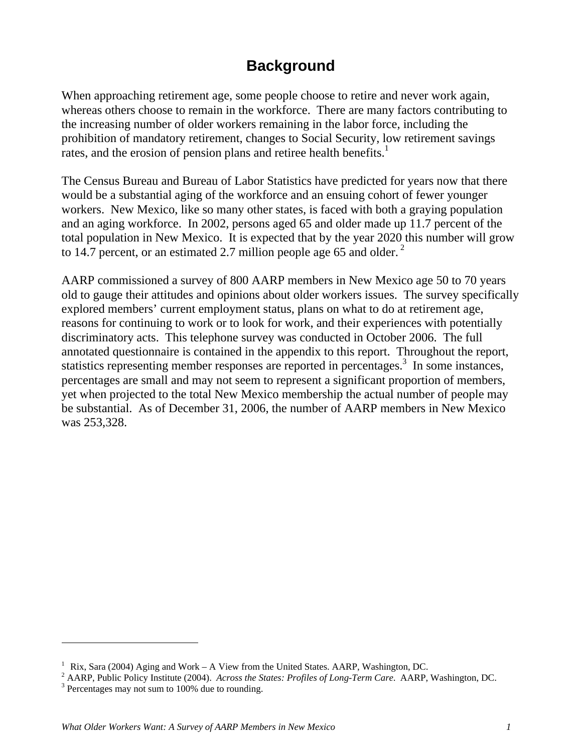# Background

When approaching retirement age, some people choose to retire and never work again, whereas others choose to remain in the workforce. There are many factors contributing to the increasing number of older workers remaining in the labor force, including the prohibition of mandatory retirement, changes to Social Security, low retirement savings rates, and the erosion of pension plans and retiree health benefits.[1]

The Census Bureau and Bureau of Labor Statistics have predicted for years now that there would be a substantial aging of the workforce and an ensuing cohort of fewer younger workers. New Mexico, like so many other states, is faced with both a graying population and an aging workforce. In 2002, persons aged 65 and older made up 11.7 percent of the total population in New Mexico. It is expected that by the year 2020 this number will grow to 14.7 percent, or an estimated 2.7 million people age 65 and older.[2]

AARP commissioned a survey of 800 AARP members in New Mexico age 50 to 70 years old to gauge their attitudes and opinions about older workers issues. The survey specifically explored members' current employment status, plans on what to do at retirement age, reasons for continuing to work or to look for work, and their experiences with potentially discriminatory acts. This telephone survey was conducted in October 2006. The full annotated questionnaire is contained in the appendix to this report. Throughout the report, statistics representing member responses are reported in percentages.[3] In some instances, percentages are small and may not seem to represent a significant proportion of members, yet when projected to the total New Mexico membership the actual number of people may be substantial. As of December 31, 2006, the number of AARP members in New Mexico was 253,328.

---

[1] Rix, Sara (2004) Aging and Work – A View from the United States. AARP, Washington, DC.

[2] AARP, Public Policy Institute (2004). *Across the States: Profiles of Long-Term Care.* AARP, Washington, DC.

[3] Percentages may not sum to 100% due to rounding.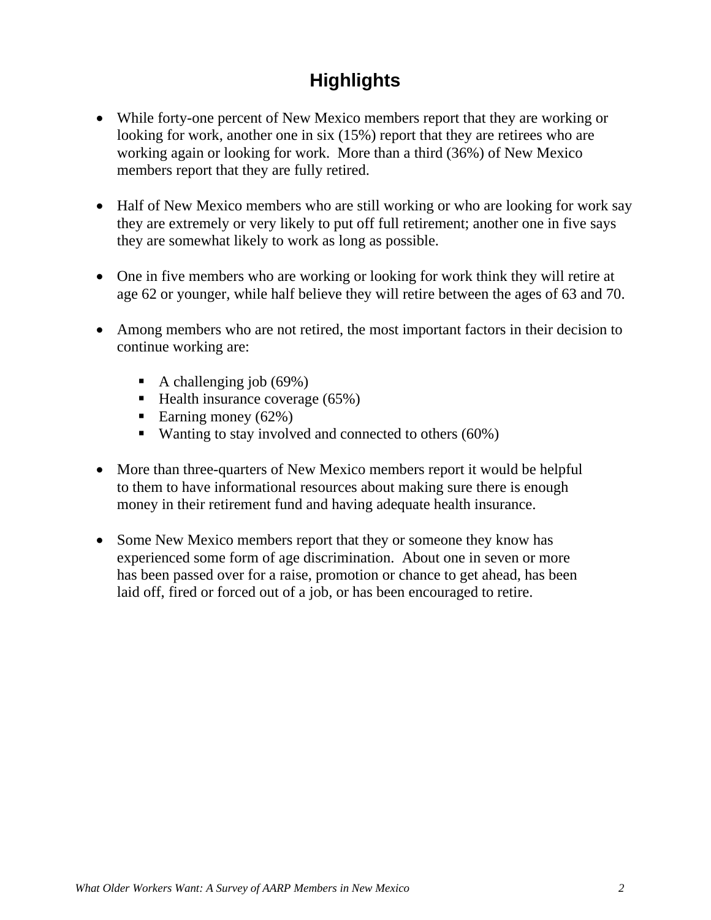# Highlights

- While forty-one percent of New Mexico members report that they are working or looking for work, another one in six (15%) report that they are retirees who are working again or looking for work. More than a third (36%) of New Mexico members report that they are fully retired.

- Half of New Mexico members who are still working or who are looking for work say they are extremely or very likely to put off full retirement; another one in five says they are somewhat likely to work as long as possible.

- One in five members who are working or looking for work think they will retire at age 62 or younger, while half believe they will retire between the ages of 63 and 70.

- Among members who are not retired, the most important factors in their decision to continue working are:
  - A challenging job (69%)
  - Health insurance coverage (65%)
  - Earning money (62%)
  - Wanting to stay involved and connected to others (60%)

- More than three-quarters of New Mexico members report it would be helpful to them to have informational resources about making sure there is enough money in their retirement fund and having adequate health insurance.

- Some New Mexico members report that they or someone they know has experienced some form of age discrimination. About one in seven or more has been passed over for a raise, promotion or chance to get ahead, has been laid off, fired or forced out of a job, or has been encouraged to retire.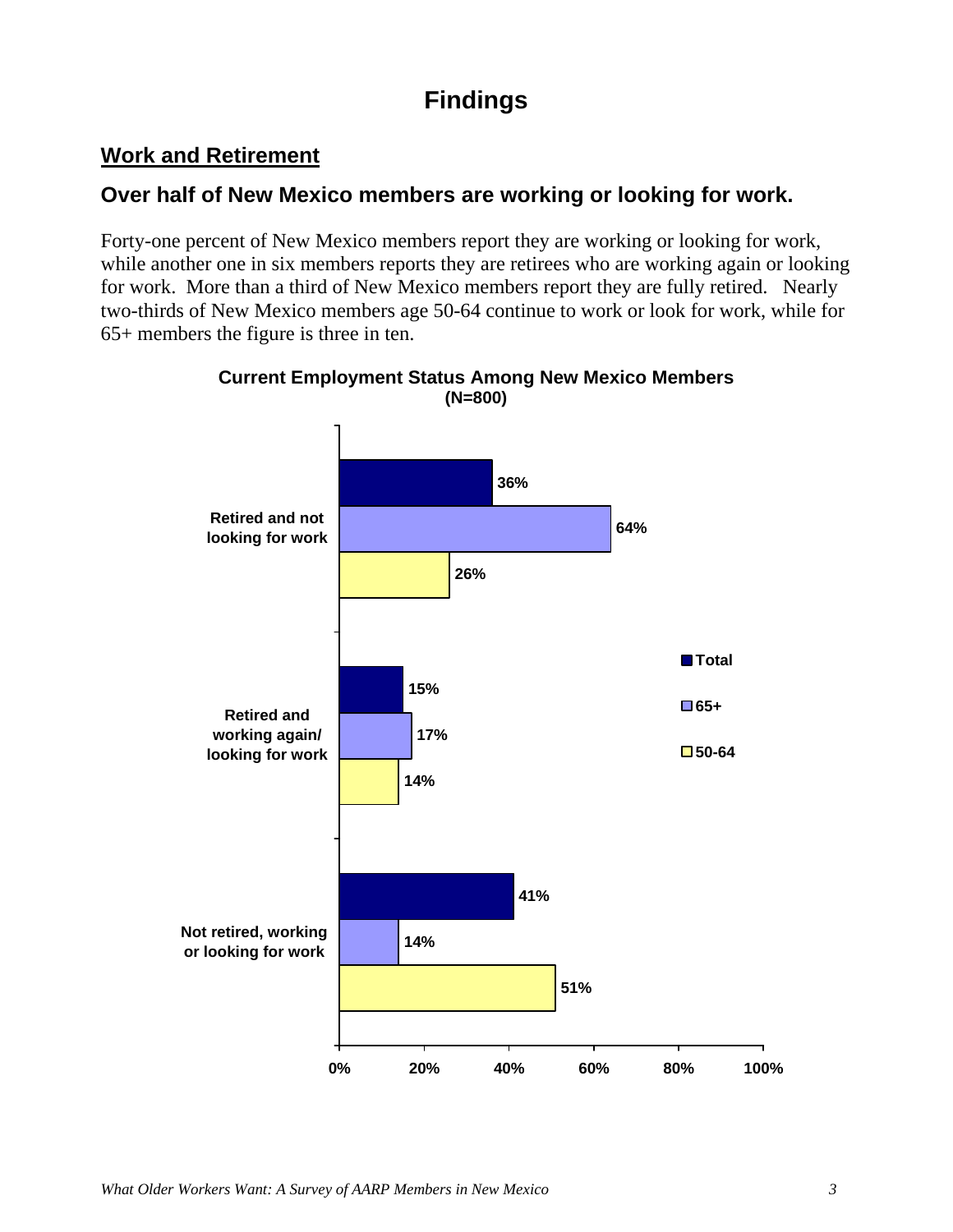# Findings

## Work and Retirement

### Over half of New Mexico members are working or looking for work.

Forty-one percent of New Mexico members report they are working or looking for work, while another one in six members reports they are retirees who are working again or looking for work. More than a third of New Mexico members report they are fully retired. Nearly two-thirds of New Mexico members age 50-64 continue to work or look for work, while for 65+ members the figure is three in ten.

**Current Employment Status Among New Mexico Members (N=800)**

| | Total | 65+ | 50-64 |
|---|---|---|---|
| Retired and not looking for work | 36% | 64% | 26% |
| Retired and working again/ looking for work | 15% | 17% | 14% |
| Not retired, working or looking for work | 41% | 14% | 51% |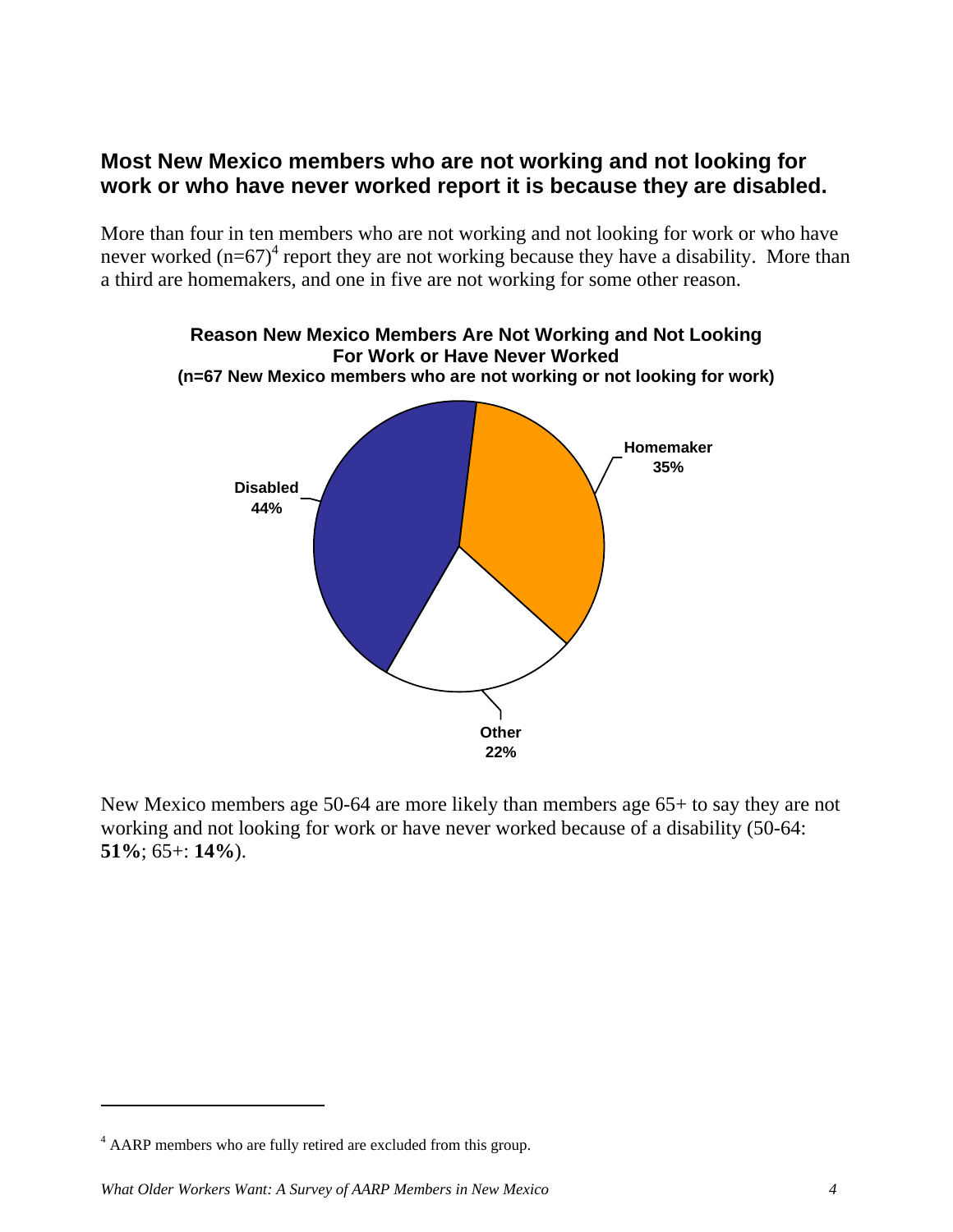## Most New Mexico members who are not working and not looking for work or who have never worked report it is because they are disabled.

More than four in ten members who are not working and not looking for work or who have never worked (n=67)[4] report they are not working because they have a disability. More than a third are homemakers, and one in five are not working for some other reason.

**Reason New Mexico Members Are Not Working and Not Looking For Work or Have Never Worked**
**(n=67 New Mexico members who are not working or not looking for work)**

| Reason | Percent |
|---|---|
| Disabled | 44% |
| Homemaker | 35% |
| Other | 22% |

New Mexico members age 50-64 are more likely than members age 65+ to say they are not working and not looking for work or have never worked because of a disability (50-64: **51%**; 65+: **14%**).

[4] AARP members who are fully retired are excluded from this group.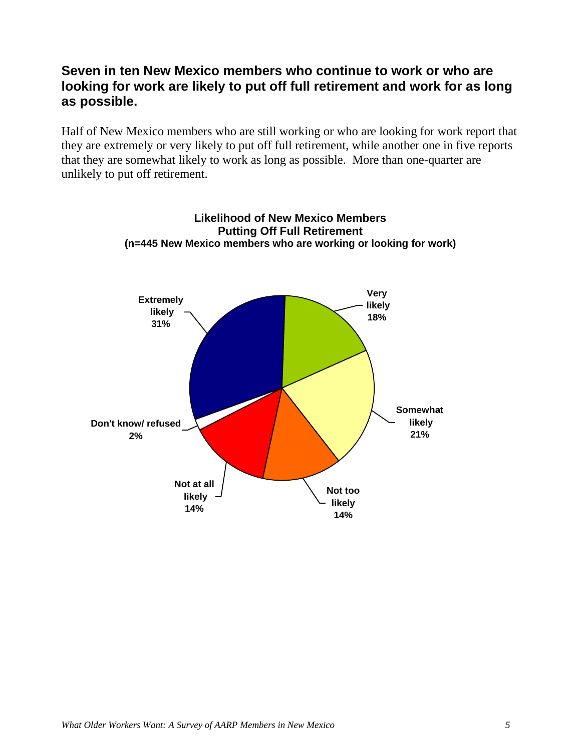## Seven in ten New Mexico members who continue to work or who are looking for work are likely to put off full retirement and work for as long as possible.

Half of New Mexico members who are still working or who are looking for work report that they are extremely or very likely to put off full retirement, while another one in five reports that they are somewhat likely to work as long as possible. More than one-quarter are unlikely to put off retirement.

**Likelihood of New Mexico Members Putting Off Full Retirement**
**(n=445 New Mexico members who are working or looking for work)**

| Response | Percent |
|---|---|
| Extremely likely | 31% |
| Very likely | 18% |
| Somewhat likely | 21% |
| Not too likely | 14% |
| Not at all likely | 14% |
| Don't know/ refused | 2% |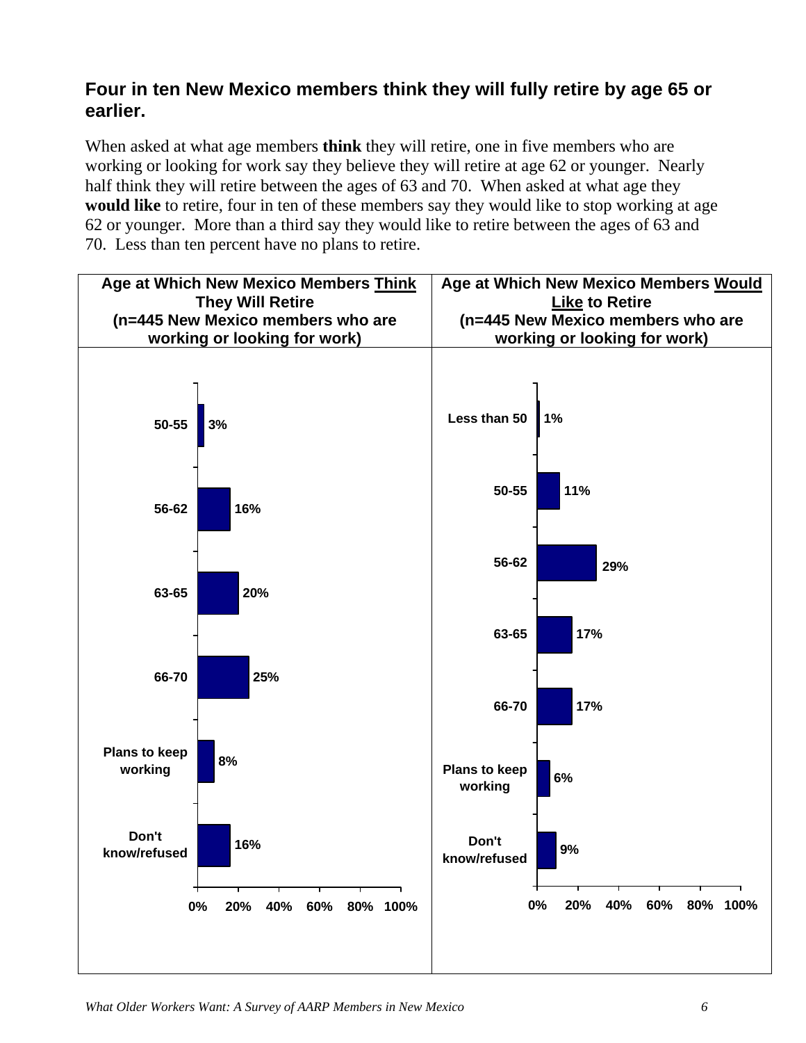## Four in ten New Mexico members think they will fully retire by age 65 or earlier.

When asked at what age members **think** they will retire, one in five members who are working or looking for work say they believe they will retire at age 62 or younger. Nearly half think they will retire between the ages of 63 and 70. When asked at what age they **would like** to retire, four in ten of these members say they would like to stop working at age 62 or younger. More than a third say they would like to retire between the ages of 63 and 70. Less than ten percent have no plans to retire.

| Age at Which New Mexico Members Think They Will Retire (n=445 New Mexico members who are working or looking for work) | |
|---|---|
| 50-55 | 3% |
| 56-62 | 16% |
| 63-65 | 20% |
| 66-70 | 25% |
| Plans to keep working | 8% |
| Don't know/refused | 16% |

| Age at Which New Mexico Members Would Like to Retire (n=445 New Mexico members who are working or looking for work) | |
|---|---|
| Less than 50 | 1% |
| 50-55 | 11% |
| 56-62 | 29% |
| 63-65 | 17% |
| 66-70 | 17% |
| Plans to keep working | 6% |
| Don't know/refused | 9% |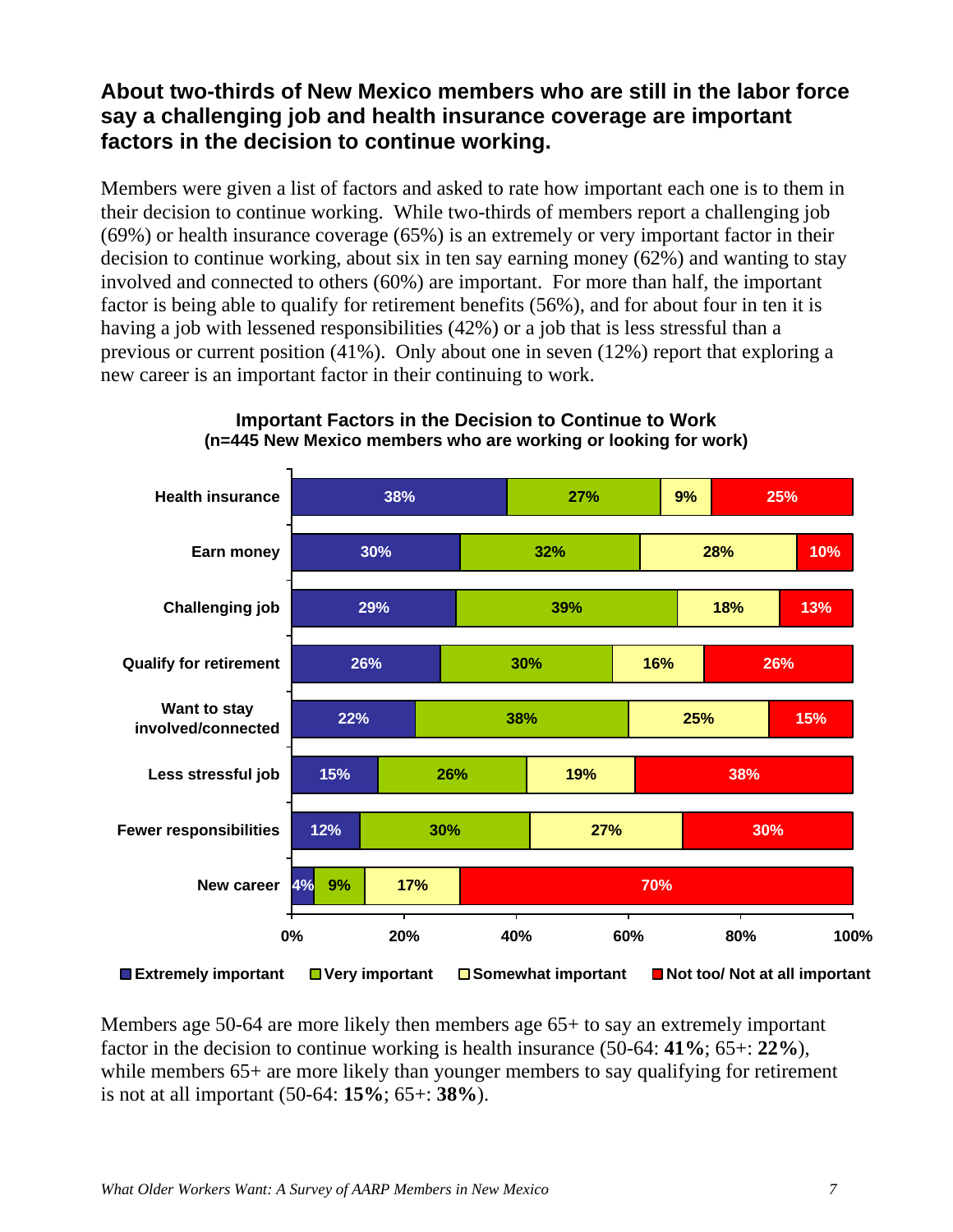## About two-thirds of New Mexico members who are still in the labor force say a challenging job and health insurance coverage are important factors in the decision to continue working.

Members were given a list of factors and asked to rate how important each one is to them in their decision to continue working. While two-thirds of members report a challenging job (69%) or health insurance coverage (65%) is an extremely or very important factor in their decision to continue working, about six in ten say earning money (62%) and wanting to stay involved and connected to others (60%) are important. For more than half, the important factor is being able to qualify for retirement benefits (56%), and for about four in ten it is having a job with lessened responsibilities (42%) or a job that is less stressful than a previous or current position (41%). Only about one in seven (12%) report that exploring a new career is an important factor in their continuing to work.

**Important Factors in the Decision to Continue to Work**
**(n=445 New Mexico members who are working or looking for work)**

| Factor | Extremely important | Very important | Somewhat important | Not too/ Not at all important |
|---|---|---|---|---|
| Health insurance | 38% | 27% | 9% | 25% |
| Earn money | 30% | 32% | 28% | 10% |
| Challenging job | 29% | 39% | 18% | 13% |
| Qualify for retirement | 26% | 30% | 16% | 26% |
| Want to stay involved/connected | 22% | 38% | 25% | 15% |
| Less stressful job | 15% | 26% | 19% | 38% |
| Fewer responsibilities | 12% | 30% | 27% | 30% |
| New career | 4% | 9% | 17% | 70% |

Members age 50-64 are more likely then members age 65+ to say an extremely important factor in the decision to continue working is health insurance (50-64: **41%**; 65+: **22%**), while members 65+ are more likely than younger members to say qualifying for retirement is not at all important (50-64: **15%**; 65+: **38%**).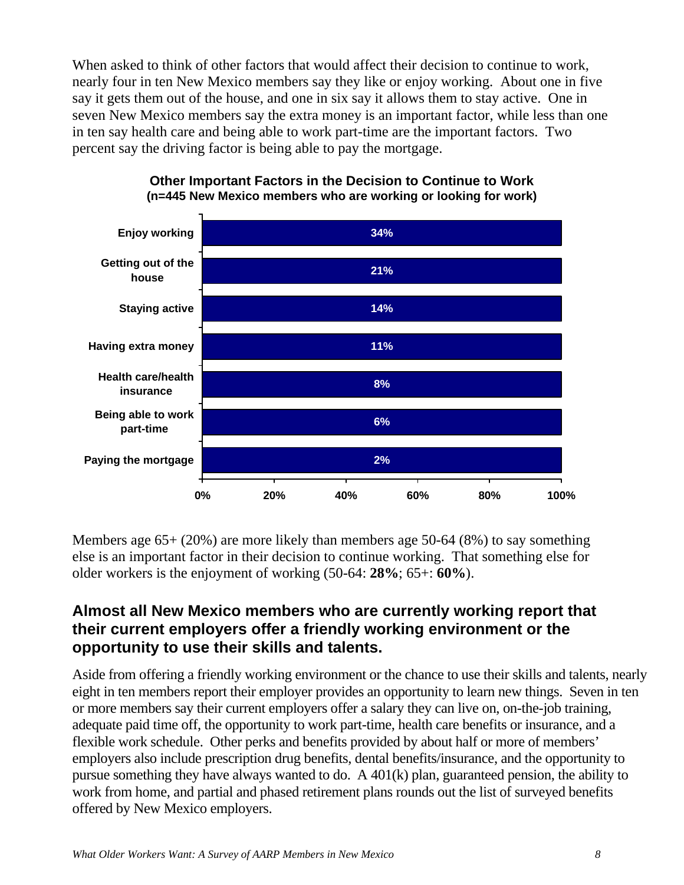When asked to think of other factors that would affect their decision to continue to work, nearly four in ten New Mexico members say they like or enjoy working. About one in five say it gets them out of the house, and one in six say it allows them to stay active. One in seven New Mexico members say the extra money is an important factor, while less than one in ten say health care and being able to work part-time are the important factors. Two percent say the driving factor is being able to pay the mortgage.

**Other Important Factors in the Decision to Continue to Work**
**(n=445 New Mexico members who are working or looking for work)**

| Factor | Percent |
|---|---|
| Enjoy working | 34% |
| Getting out of the house | 21% |
| Staying active | 14% |
| Having extra money | 11% |
| Health care/health insurance | 8% |
| Being able to work part-time | 6% |
| Paying the mortgage | 2% |

Members age 65+ (20%) are more likely than members age 50-64 (8%) to say something else is an important factor in their decision to continue working. That something else for older workers is the enjoyment of working (50-64: **28%**; 65+: **60%**).

## Almost all New Mexico members who are currently working report that their current employers offer a friendly working environment or the opportunity to use their skills and talents.

Aside from offering a friendly working environment or the chance to use their skills and talents, nearly eight in ten members report their employer provides an opportunity to learn new things. Seven in ten or more members say their current employers offer a salary they can live on, on-the-job training, adequate paid time off, the opportunity to work part-time, health care benefits or insurance, and a flexible work schedule. Other perks and benefits provided by about half or more of members' employers also include prescription drug benefits, dental benefits/insurance, and the opportunity to pursue something they have always wanted to do. A 401(k) plan, guaranteed pension, the ability to work from home, and partial and phased retirement plans rounds out the list of surveyed benefits offered by New Mexico employers.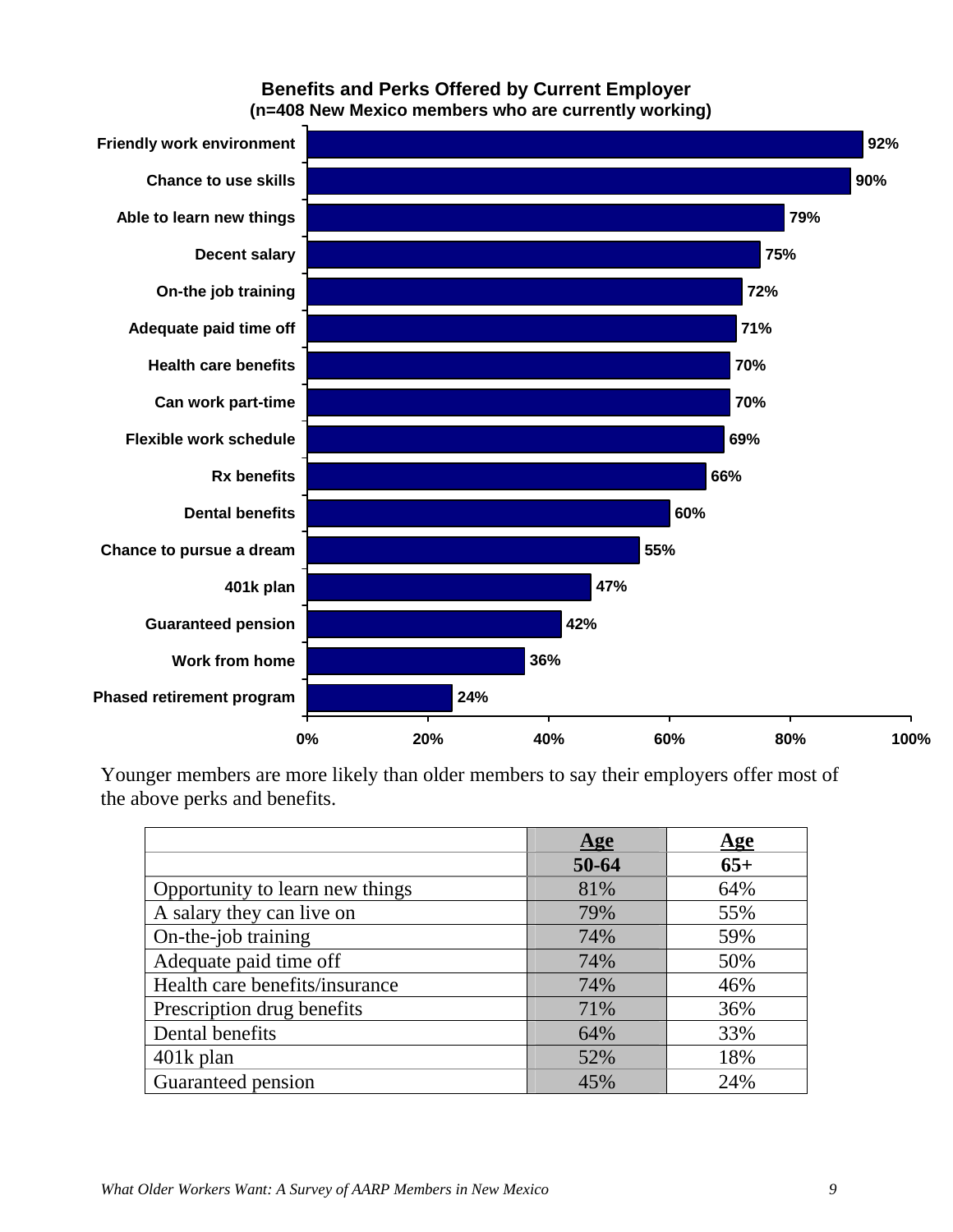**Benefits and Perks Offered by Current Employer**
**(n=408 New Mexico members who are currently working)**

| Benefit/Perk | Percent |
|---|---|
| Friendly work environment | 92% |
| Chance to use skills | 90% |
| Able to learn new things | 79% |
| Decent salary | 75% |
| On-the job training | 72% |
| Adequate paid time off | 71% |
| Health care benefits | 70% |
| Can work part-time | 70% |
| Flexible work schedule | 69% |
| Rx benefits | 66% |
| Dental benefits | 60% |
| Chance to pursue a dream | 55% |
| 401k plan | 47% |
| Guaranteed pension | 42% |
| Work from home | 36% |
| Phased retirement program | 24% |

Younger members are more likely than older members to say their employers offer most of the above perks and benefits.

| | Age 50-64 | Age 65+ |
|---|---|---|
| Opportunity to learn new things | 81% | 64% |
| A salary they can live on | 79% | 55% |
| On-the-job training | 74% | 59% |
| Adequate paid time off | 74% | 50% |
| Health care benefits/insurance | 74% | 46% |
| Prescription drug benefits | 71% | 36% |
| Dental benefits | 64% | 33% |
| 401k plan | 52% | 18% |
| Guaranteed pension | 45% | 24% |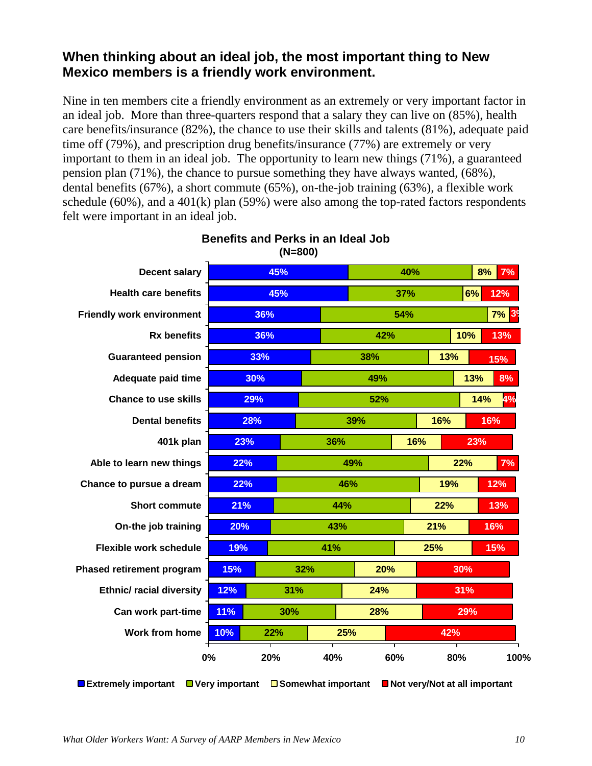## When thinking about an ideal job, the most important thing to New Mexico members is a friendly work environment.

Nine in ten members cite a friendly environment as an extremely or very important factor in an ideal job. More than three-quarters respond that a salary they can live on (85%), health care benefits/insurance (82%), the chance to use their skills and talents (81%), adequate paid time off (79%), and prescription drug benefits/insurance (77%) are extremely or very important to them in an ideal job. The opportunity to learn new things (71%), a guaranteed pension plan (71%), the chance to pursue something they have always wanted, (68%), dental benefits (67%), a short commute (65%), on-the-job training (63%), a flexible work schedule (60%), and a 401(k) plan (59%) were also among the top-rated factors respondents felt were important in an ideal job.

**Benefits and Perks in an Ideal Job (N=800)**

| | Extremely important | Very important | Somewhat important | Not very/Not at all important |
|---|---|---|---|---|
| Decent salary | 45% | 40% | 8% | 7% |
| Health care benefits | 45% | 37% | 6% | 12% |
| Friendly work environment | 36% | 54% | 7% | 3% |
| Rx benefits | 36% | 42% | 10% | 13% |
| Guaranteed pension | 33% | 38% | 13% | 15% |
| Adequate paid time | 30% | 49% | 13% | 8% |
| Chance to use skills | 29% | 52% | 14% | 4% |
| Dental benefits | 28% | 39% | 16% | 16% |
| 401k plan | 23% | 36% | 16% | 23% |
| Able to learn new things | 22% | 49% | 22% | 7% |
| Chance to pursue a dream | 22% | 46% | 19% | 12% |
| Short commute | 21% | 44% | 22% | 13% |
| On-the job training | 20% | 43% | 21% | 16% |
| Flexible work schedule | 19% | 41% | 25% | 15% |
| Phased retirement program | 15% | 32% | 20% | 30% |
| Ethnic/ racial diversity | 12% | 31% | 24% | 31% |
| Can work part-time | 11% | 30% | 28% | 29% |
| Work from home | 10% | 22% | 25% | 42% |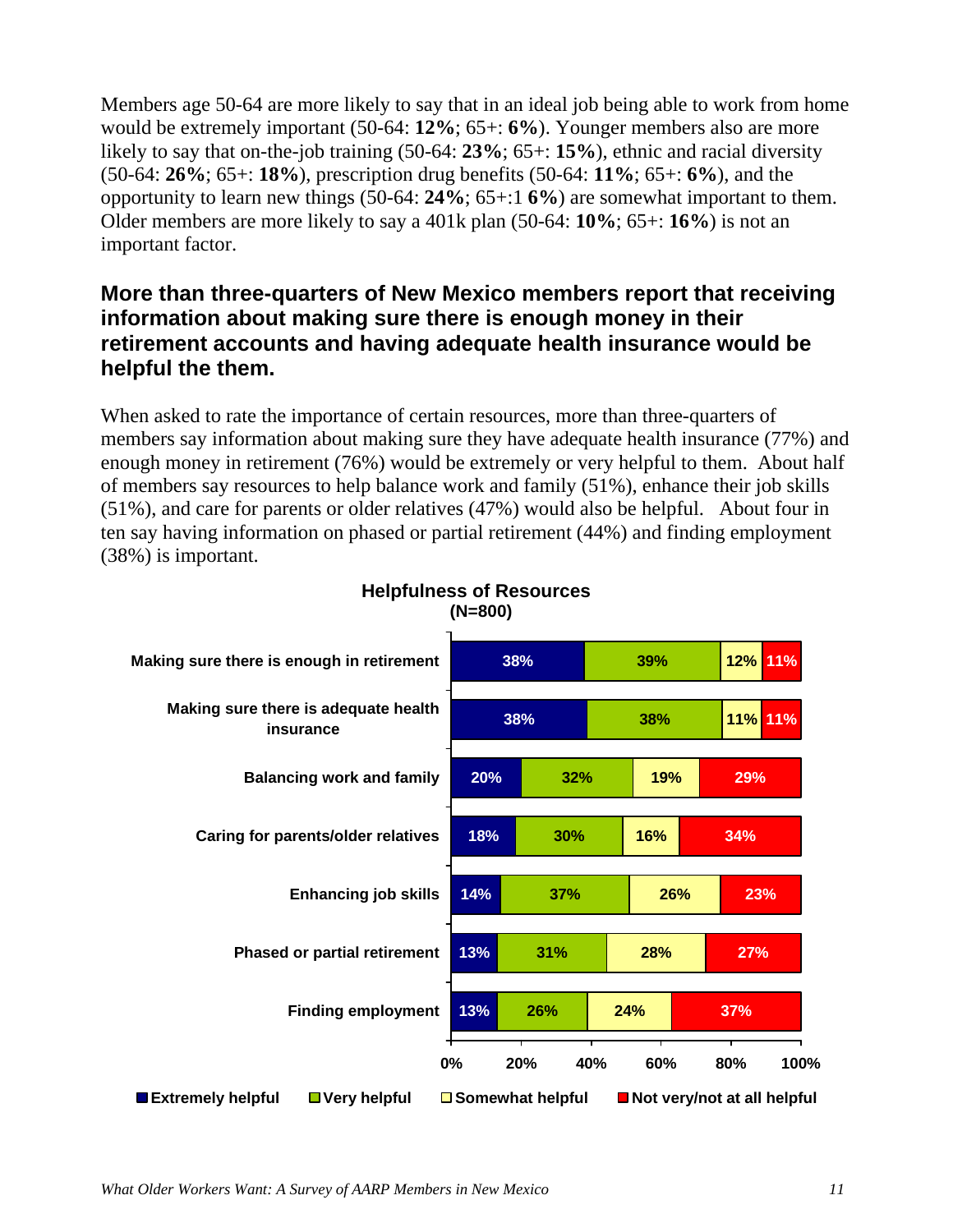Members age 50-64 are more likely to say that in an ideal job being able to work from home would be extremely important (50-64: **12%**; 65+: **6%**). Younger members also are more likely to say that on-the-job training (50-64: **23%**; 65+: **15%**), ethnic and racial diversity (50-64: **26%**; 65+: **18%**), prescription drug benefits (50-64: **11%**; 65+: **6%**), and the opportunity to learn new things (50-64: **24%**; 65+:1 **6%**) are somewhat important to them. Older members are more likely to say a 401k plan (50-64: **10%**; 65+: **16%**) is not an important factor.

## More than three-quarters of New Mexico members report that receiving information about making sure there is enough money in their retirement accounts and having adequate health insurance would be helpful the them.

When asked to rate the importance of certain resources, more than three-quarters of members say information about making sure they have adequate health insurance (77%) and enough money in retirement (76%) would be extremely or very helpful to them. About half of members say resources to help balance work and family (51%), enhance their job skills (51%), and care for parents or older relatives (47%) would also be helpful. About four in ten say having information on phased or partial retirement (44%) and finding employment (38%) is important.

**Helpfulness of Resources**
**(N=800)**

| | Extremely helpful | Very helpful | Somewhat helpful | Not very/not at all helpful |
|---|---|---|---|---|
| Making sure there is enough in retirement | 38% | 39% | 12% | 11% |
| Making sure there is adequate health insurance | 38% | 38% | 11% | 11% |
| Balancing work and family | 20% | 32% | 19% | 29% |
| Caring for parents/older relatives | 18% | 30% | 16% | 34% |
| Enhancing job skills | 14% | 37% | 26% | 23% |
| Phased or partial retirement | 13% | 31% | 28% | 27% |
| Finding employment | 13% | 26% | 24% | 37% |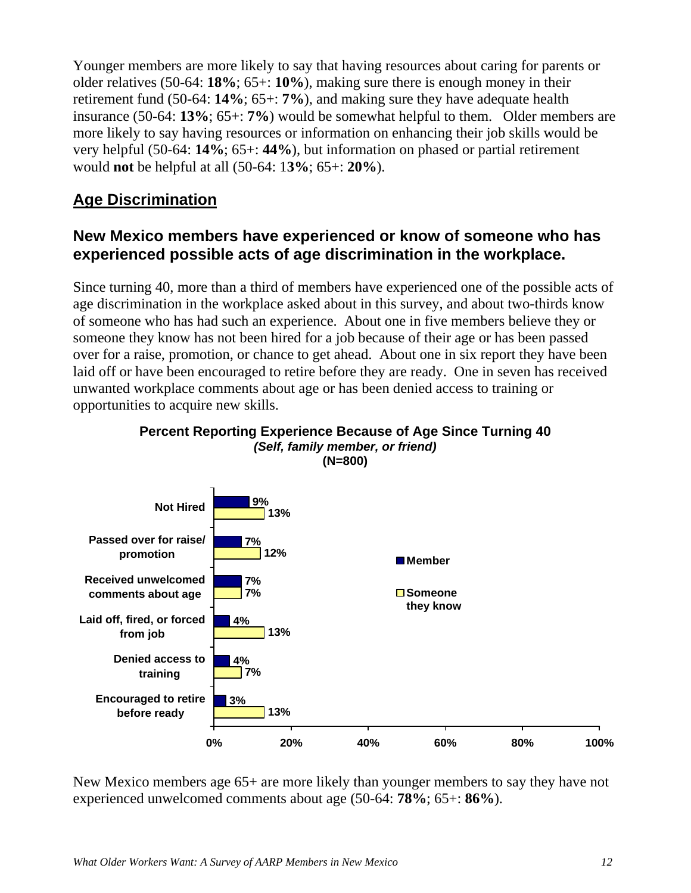Younger members are more likely to say that having resources about caring for parents or older relatives (50-64: **18%**; 65+: **10%**), making sure there is enough money in their retirement fund (50-64: **14%**; 65+: **7%**), and making sure they have adequate health insurance (50-64: **13%**; 65+: **7%**) would be somewhat helpful to them. Older members are more likely to say having resources or information on enhancing their job skills would be very helpful (50-64: **14%**; 65+: **44%**), but information on phased or partial retirement would **not** be helpful at all (50-64: 1**3%**; 65+: **20%**).

## Age Discrimination

### New Mexico members have experienced or know of someone who has experienced possible acts of age discrimination in the workplace.

Since turning 40, more than a third of members have experienced one of the possible acts of age discrimination in the workplace asked about in this survey, and about two-thirds know of someone who has had such an experience. About one in five members believe they or someone they know has not been hired for a job because of their age or has been passed over for a raise, promotion, or chance to get ahead. About one in six report they have been laid off or have been encouraged to retire before they are ready. One in seven has received unwanted workplace comments about age or has been denied access to training or opportunities to acquire new skills.

**Percent Reporting Experience Because of Age Since Turning 40**
***(Self, family member, or friend)***
**(N=800)**

| | Member | Someone they know |
|---|---|---|
| Not Hired | 9% | 13% |
| Passed over for raise/ promotion | 7% | 12% |
| Received unwelcomed comments about age | 7% | 7% |
| Laid off, fired, or forced from job | 4% | 13% |
| Denied access to training | 4% | 7% |
| Encouraged to retire before ready | 3% | 13% |

New Mexico members age 65+ are more likely than younger members to say they have not experienced unwelcomed comments about age (50-64: **78%**; 65+: **86%**).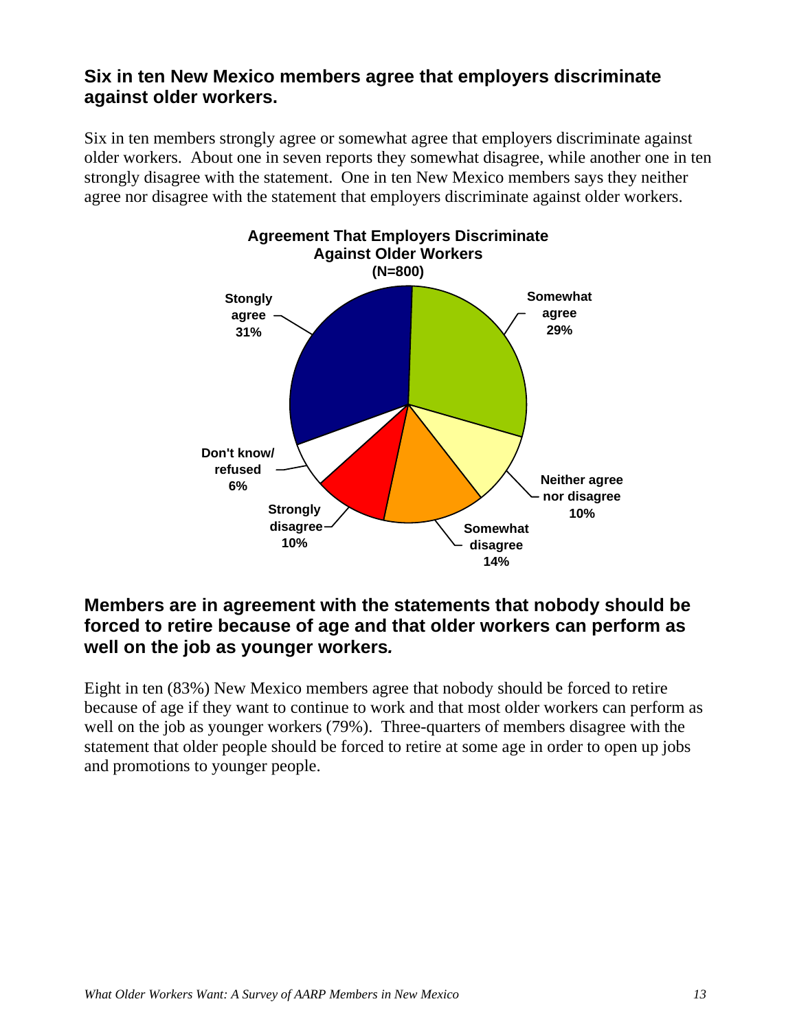## Six in ten New Mexico members agree that employers discriminate against older workers.

Six in ten members strongly agree or somewhat agree that employers discriminate against older workers. About one in seven reports they somewhat disagree, while another one in ten strongly disagree with the statement. One in ten New Mexico members says they neither agree nor disagree with the statement that employers discriminate against older workers.

**Agreement That Employers Discriminate Against Older Workers (N=800)**

| Response | Percent |
| --- | --- |
| Stongly agree | 31% |
| Somewhat agree | 29% |
| Neither agree nor disagree | 10% |
| Somewhat disagree | 14% |
| Strongly disagree | 10% |
| Don't know/ refused | 6% |

## Members are in agreement with the statements that nobody should be forced to retire because of age and that older workers can perform as well on the job as younger workers*.*

Eight in ten (83%) New Mexico members agree that nobody should be forced to retire because of age if they want to continue to work and that most older workers can perform as well on the job as younger workers (79%). Three-quarters of members disagree with the statement that older people should be forced to retire at some age in order to open up jobs and promotions to younger people.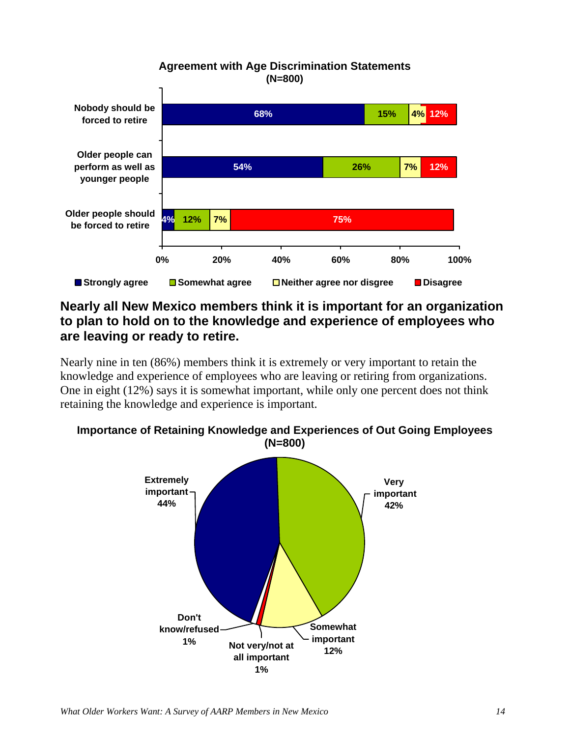**Agreement with Age Discrimination Statements**
**(N=800)**

| | Strongly agree | Somewhat agree | Neither agree nor disgree | Disagree |
|---|---|---|---|---|
| Nobody should be forced to retire | 68% | 15% | 4% | 12% |
| Older people can perform as well as younger people | 54% | 26% | 7% | 12% |
| Older people should be forced to retire | 4% | 12% | 7% | 75% |

## Nearly all New Mexico members think it is important for an organization to plan to hold on to the knowledge and experience of employees who are leaving or ready to retire.

Nearly nine in ten (86%) members think it is extremely or very important to retain the knowledge and experience of employees who are leaving or retiring from organizations. One in eight (12%) says it is somewhat important, while only one percent does not think retaining the knowledge and experience is important.

**Importance of Retaining Knowledge and Experiences of Out Going Employees**
**(N=800)**

| Response | Percent |
|---|---|
| Extremely important | 44% |
| Very important | 42% |
| Somewhat important | 12% |
| Not very/not at all important | 1% |
| Don't know/refused | 1% |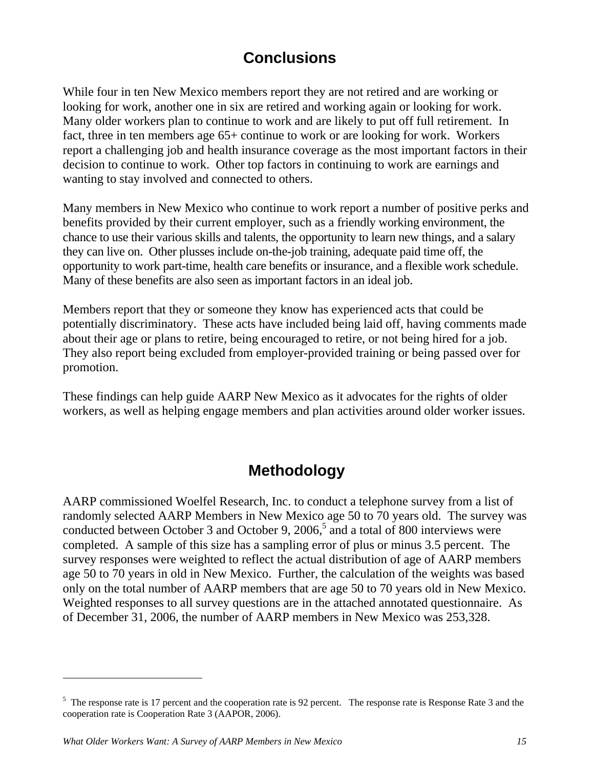# Conclusions

While four in ten New Mexico members report they are not retired and are working or looking for work, another one in six are retired and working again or looking for work. Many older workers plan to continue to work and are likely to put off full retirement. In fact, three in ten members age 65+ continue to work or are looking for work. Workers report a challenging job and health insurance coverage as the most important factors in their decision to continue to work. Other top factors in continuing to work are earnings and wanting to stay involved and connected to others.

Many members in New Mexico who continue to work report a number of positive perks and benefits provided by their current employer, such as a friendly working environment, the chance to use their various skills and talents, the opportunity to learn new things, and a salary they can live on. Other plusses include on-the-job training, adequate paid time off, the opportunity to work part-time, health care benefits or insurance, and a flexible work schedule. Many of these benefits are also seen as important factors in an ideal job.

Members report that they or someone they know has experienced acts that could be potentially discriminatory. These acts have included being laid off, having comments made about their age or plans to retire, being encouraged to retire, or not being hired for a job. They also report being excluded from employer-provided training or being passed over for promotion.

These findings can help guide AARP New Mexico as it advocates for the rights of older workers, as well as helping engage members and plan activities around older worker issues.

# Methodology

AARP commissioned Woelfel Research, Inc. to conduct a telephone survey from a list of randomly selected AARP Members in New Mexico age 50 to 70 years old. The survey was conducted between October 3 and October 9, 2006,[5] and a total of 800 interviews were completed. A sample of this size has a sampling error of plus or minus 3.5 percent. The survey responses were weighted to reflect the actual distribution of age of AARP members age 50 to 70 years in old in New Mexico. Further, the calculation of the weights was based only on the total number of AARP members that are age 50 to 70 years old in New Mexico. Weighted responses to all survey questions are in the attached annotated questionnaire. As of December 31, 2006, the number of AARP members in New Mexico was 253,328.

---

[5] The response rate is 17 percent and the cooperation rate is 92 percent. The response rate is Response Rate 3 and the cooperation rate is Cooperation Rate 3 (AAPOR, 2006).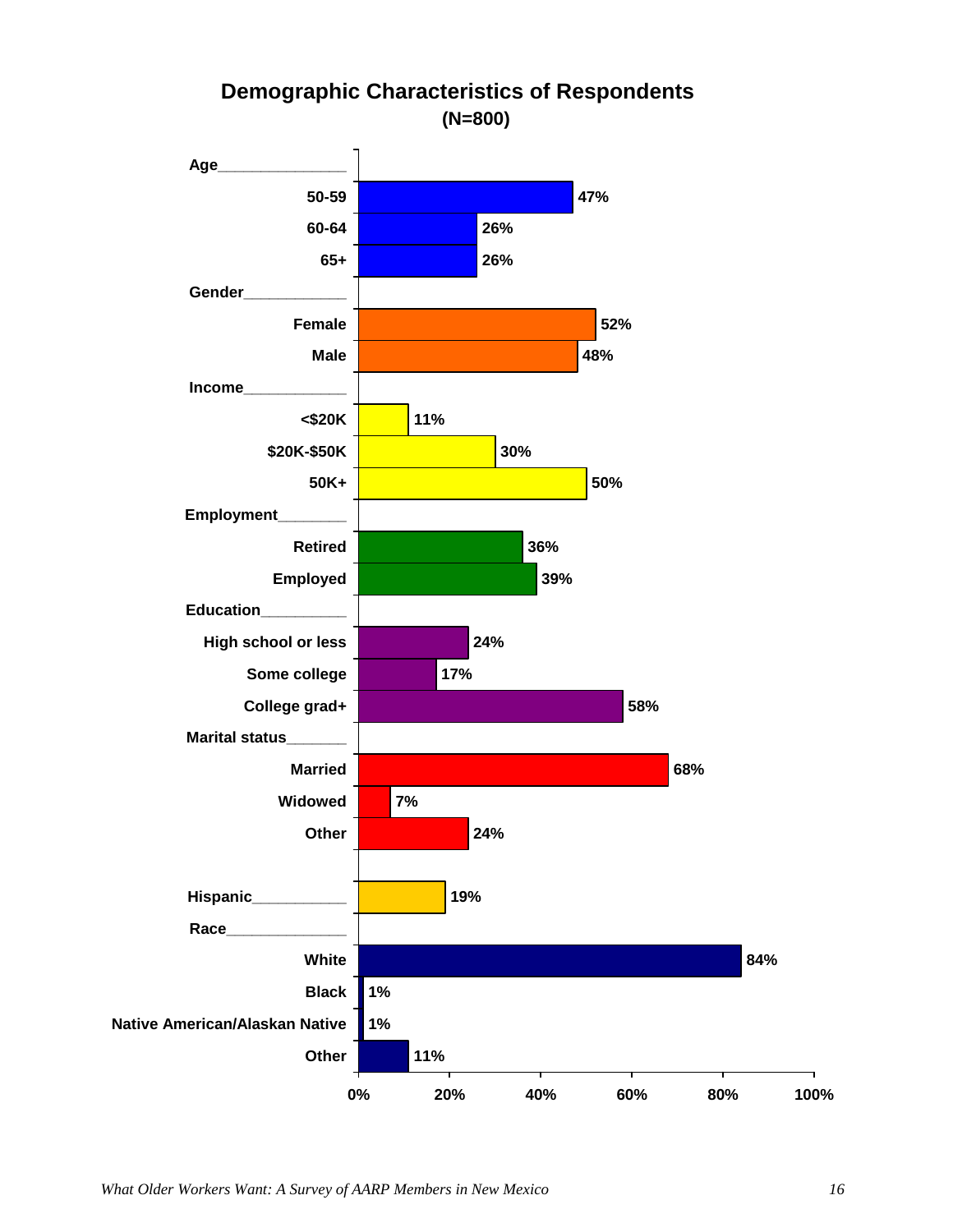## Demographic Characteristics of Respondents
**(N=800)**

| Characteristic | Percent |
|---|---|
| **Age** | |
| 50-59 | 47% |
| 60-64 | 26% |
| 65+ | 26% |
| **Gender** | |
| Female | 52% |
| Male | 48% |
| **Income** | |
| <$20K | 11% |
| $20K-$50K | 30% |
| 50K+ | 50% |
| **Employment** | |
| Retired | 36% |
| Employed | 39% |
| **Education** | |
| High school or less | 24% |
| Some college | 17% |
| College grad+ | 58% |
| **Marital status** | |
| Married | 68% |
| Widowed | 7% |
| Other | 24% |
| **Hispanic** | 19% |
| **Race** | |
| White | 84% |
| Black | 1% |
| Native American/Alaskan Native | 1% |
| Other | 11% |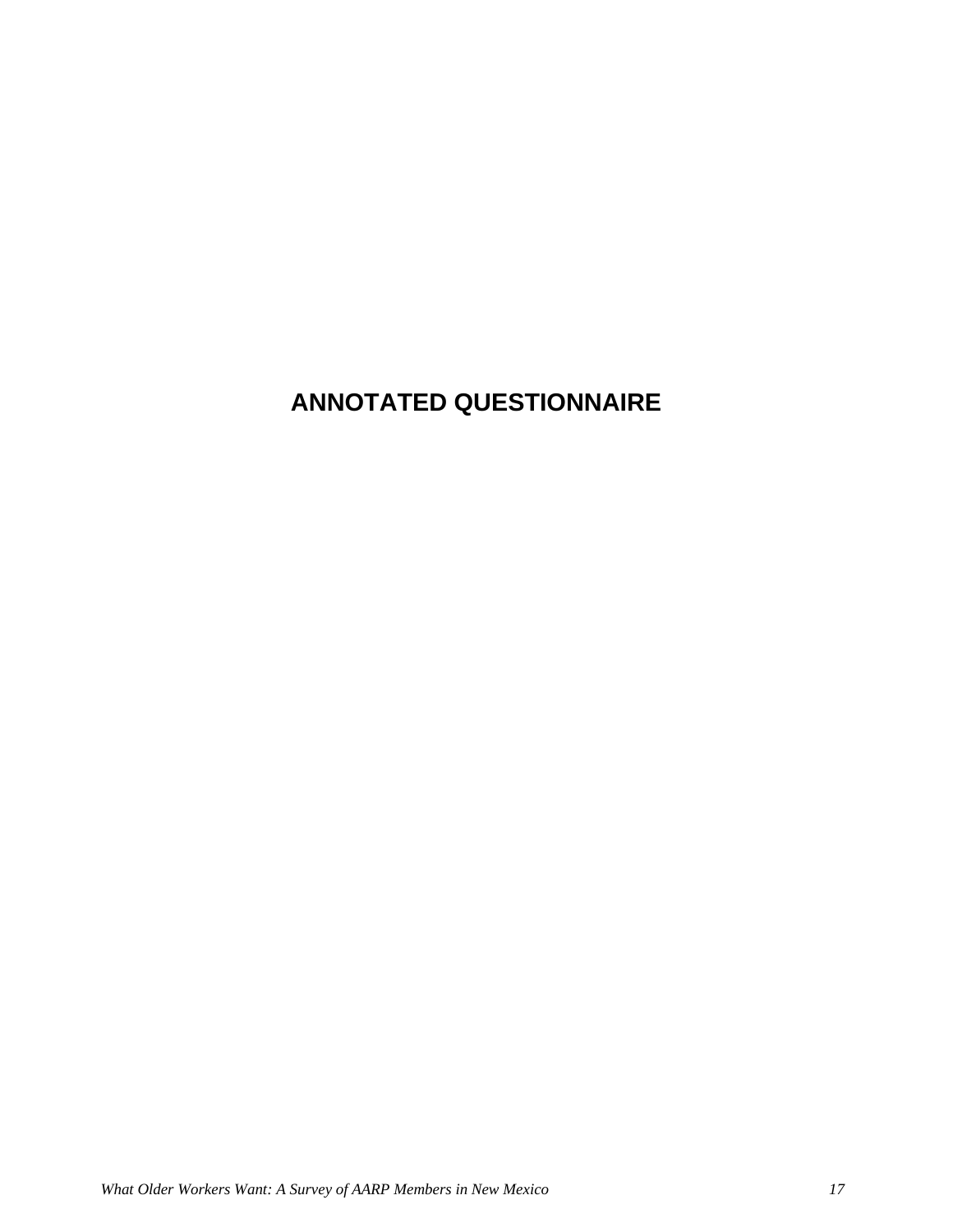# ANNOTATED QUESTIONNAIRE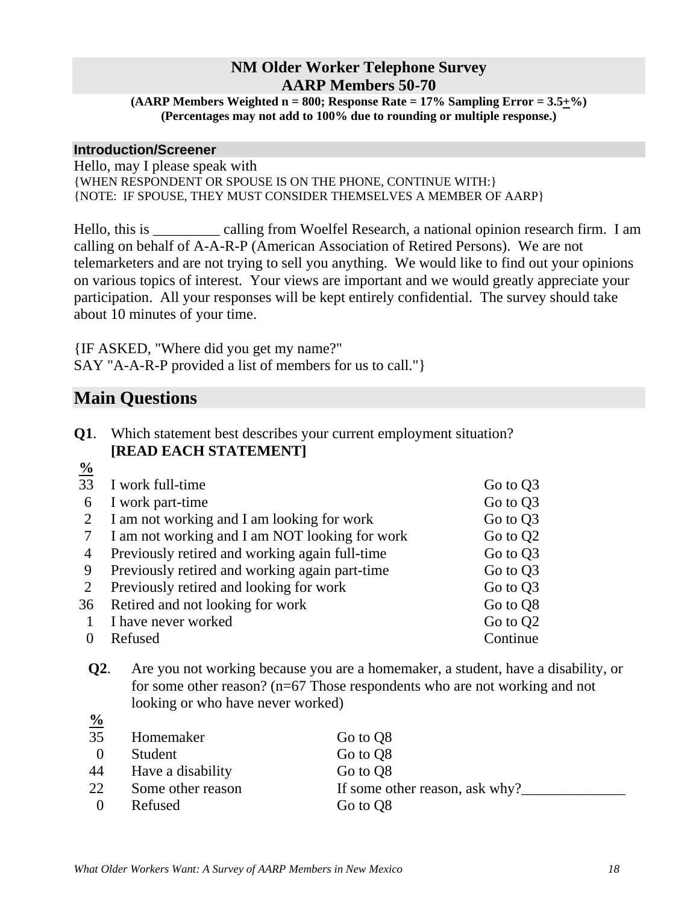## NM Older Worker Telephone Survey
## AARP Members 50-70

**(AARP Members Weighted n = 800; Response Rate = 17% Sampling Error = 3.5±%)**
**(Percentages may not add to 100% due to rounding or multiple response.)**

### Introduction/Screener

Hello, may I please speak with
{WHEN RESPONDENT OR SPOUSE IS ON THE PHONE, CONTINUE WITH:}
{NOTE: IF SPOUSE, THEY MUST CONSIDER THEMSELVES A MEMBER OF AARP}

Hello, this is _________ calling from Woelfel Research, a national opinion research firm. I am calling on behalf of A-A-R-P (American Association of Retired Persons). We are not telemarketers and are not trying to sell you anything. We would like to find out your opinions on various topics of interest. Your views are important and we would greatly appreciate your participation. All your responses will be kept entirely confidential. The survey should take about 10 minutes of your time.

{IF ASKED, "Where did you get my name?"
SAY "A-A-R-P provided a list of members for us to call."}

## Main Questions

**Q1**. Which statement best describes your current employment situation? **[READ EACH STATEMENT]**

| % | | |
|---|---|---|
| 33 | I work full-time | Go to Q3 |
| 6 | I work part-time | Go to Q3 |
| 2 | I am not working and I am looking for work | Go to Q3 |
| 7 | I am not working and I am NOT looking for work | Go to Q2 |
| 4 | Previously retired and working again full-time | Go to Q3 |
| 9 | Previously retired and working again part-time | Go to Q3 |
| 2 | Previously retired and looking for work | Go to Q3 |
| 36 | Retired and not looking for work | Go to Q8 |
| 1 | I have never worked | Go to Q2 |
| 0 | Refused | Continue |

**Q2**. Are you not working because you are a homemaker, a student, have a disability, or for some other reason? (n=67 Those respondents who are not working and not looking or who have never worked)

| % | | |
|---|---|---|
| 35 | Homemaker | Go to Q8 |
| 0 | Student | Go to Q8 |
| 44 | Have a disability | Go to Q8 |
| 22 | Some other reason | If some other reason, ask why?______________ |
| 0 | Refused | Go to Q8 |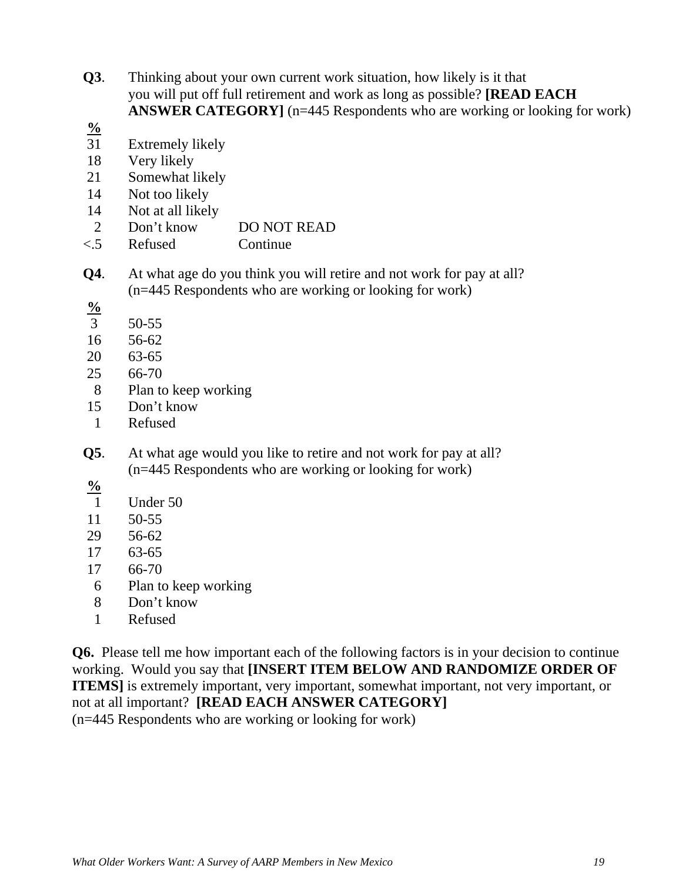**Q3**. Thinking about your own current work situation, how likely is it that you will put off full retirement and work as long as possible? **[READ EACH ANSWER CATEGORY]** (n=445 Respondents who are working or looking for work)

| % | | |
|---|---|---|
| 31 | Extremely likely | |
| 18 | Very likely | |
| 21 | Somewhat likely | |
| 14 | Not too likely | |
| 14 | Not at all likely | |
| 2 | Don't know | DO NOT READ |
| <.5 | Refused | Continue |

**Q4**. At what age do you think you will retire and not work for pay at all? (n=445 Respondents who are working or looking for work)

| % | |
|---|---|
| 3 | 50-55 |
| 16 | 56-62 |
| 20 | 63-65 |
| 25 | 66-70 |
| 8 | Plan to keep working |
| 15 | Don't know |
| 1 | Refused |

**Q5**. At what age would you like to retire and not work for pay at all? (n=445 Respondents who are working or looking for work)

| % | |
|---|---|
| 1 | Under 50 |
| 11 | 50-55 |
| 29 | 56-62 |
| 17 | 63-65 |
| 17 | 66-70 |
| 6 | Plan to keep working |
| 8 | Don't know |
| 1 | Refused |

**Q6.** Please tell me how important each of the following factors is in your decision to continue working. Would you say that **[INSERT ITEM BELOW AND RANDOMIZE ORDER OF ITEMS]** is extremely important, very important, somewhat important, not very important, or not at all important? **[READ EACH ANSWER CATEGORY]**
(n=445 Respondents who are working or looking for work)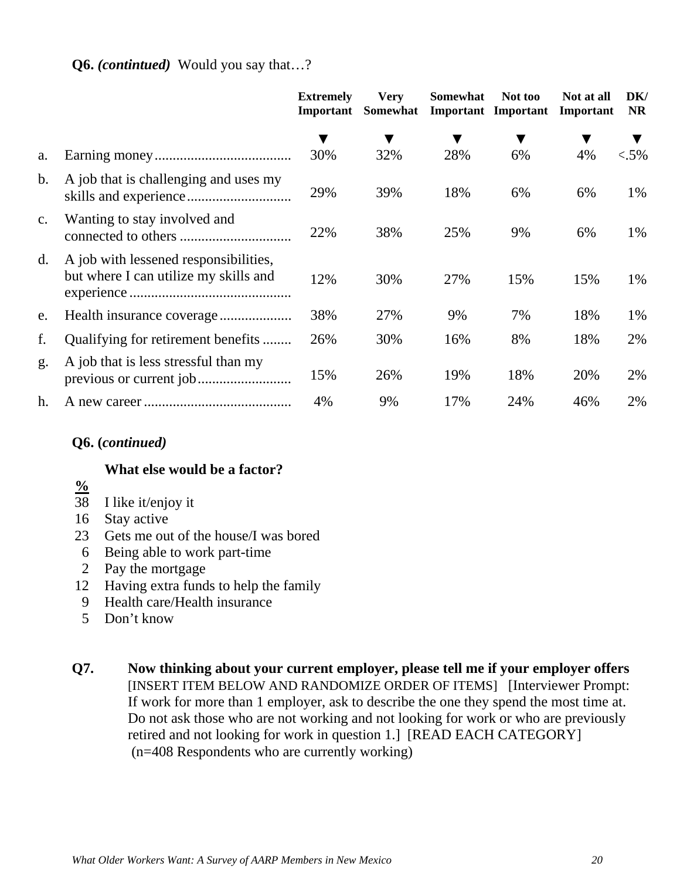**Q6.** ***(contintued)*** Would you say that…?

| | | Extremely Important | Very Somewhat | Somewhat Important | Not too Important | Not at all Important | DK/ NR |
|---|---|---|---|---|---|---|---|
| | | ▼ | ▼ | ▼ | ▼ | ▼ | ▼ |
| a. | Earning money...................................... | 30% | 32% | 28% | 6% | 4% | <.5% |
| b. | A job that is challenging and uses my skills and experience............................. | 29% | 39% | 18% | 6% | 6% | 1% |
| c. | Wanting to stay involved and connected to others ............................... | 22% | 38% | 25% | 9% | 6% | 1% |
| d. | A job with lessened responsibilities, but where I can utilize my skills and experience............................................ | 12% | 30% | 27% | 15% | 15% | 1% |
| e. | Health insurance coverage.................... | 38% | 27% | 9% | 7% | 18% | 1% |
| f. | Qualifying for retirement benefits ........ | 26% | 30% | 16% | 8% | 18% | 2% |
| g. | A job that is less stressful than my previous or current job.......................... | 15% | 26% | 19% | 18% | 20% | 2% |
| h. | A new career ......................................... | 4% | 9% | 17% | 24% | 46% | 2% |

**Q6. (*continued)***

**What else would be a factor?**

| % | |
|---|---|
| 38 | I like it/enjoy it |
| 16 | Stay active |
| 23 | Gets me out of the house/I was bored |
| 6 | Being able to work part-time |
| 2 | Pay the mortgage |
| 12 | Having extra funds to help the family |
| 9 | Health care/Health insurance |
| 5 | Don't know |

**Q7. Now thinking about your current employer, please tell me if your employer offers** [INSERT ITEM BELOW AND RANDOMIZE ORDER OF ITEMS] [Interviewer Prompt: If work for more than 1 employer, ask to describe the one they spend the most time at. Do not ask those who are not working and not looking for work or who are previously retired and not looking for work in question 1.] [READ EACH CATEGORY] (n=408 Respondents who are currently working)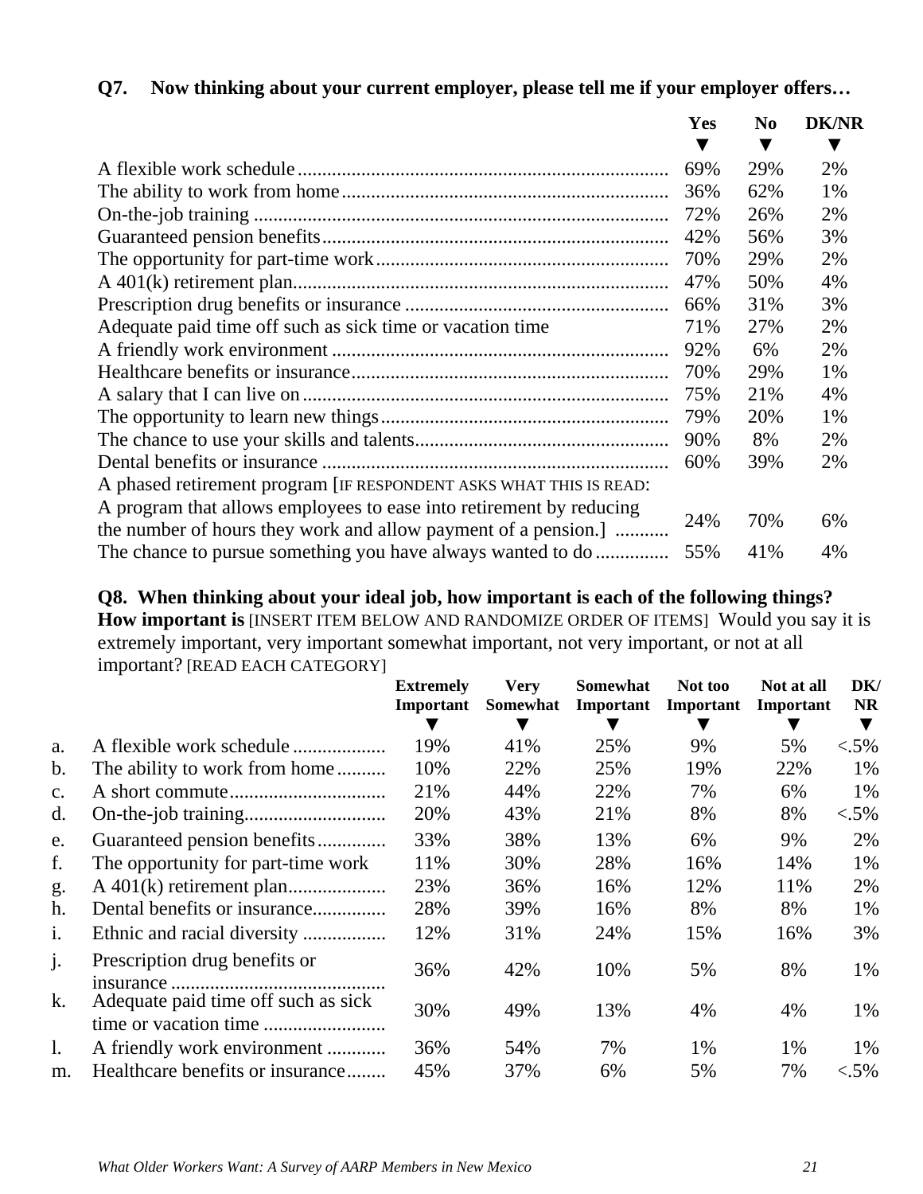**Q7. Now thinking about your current employer, please tell me if your employer offers…**

| | Yes | No | DK/NR |
|---|---|---|---|
| A flexible work schedule | 69% | 29% | 2% |
| The ability to work from home | 36% | 62% | 1% |
| On-the-job training | 72% | 26% | 2% |
| Guaranteed pension benefits | 42% | 56% | 3% |
| The opportunity for part-time work | 70% | 29% | 2% |
| A 401(k) retirement plan | 47% | 50% | 4% |
| Prescription drug benefits or insurance | 66% | 31% | 3% |
| Adequate paid time off such as sick time or vacation time | 71% | 27% | 2% |
| A friendly work environment | 92% | 6% | 2% |
| Healthcare benefits or insurance | 70% | 29% | 1% |
| A salary that I can live on | 75% | 21% | 4% |
| The opportunity to learn new things | 79% | 20% | 1% |
| The chance to use your skills and talents | 90% | 8% | 2% |
| Dental benefits or insurance | 60% | 39% | 2% |
| A phased retirement program [IF RESPONDENT ASKS WHAT THIS IS READ: A program that allows employees to ease into retirement by reducing the number of hours they work and allow payment of a pension.] | 24% | 70% | 6% |
| The chance to pursue something you have always wanted to do | 55% | 41% | 4% |

**Q8. When thinking about your ideal job, how important is each of the following things? How important is** [INSERT ITEM BELOW AND RANDOMIZE ORDER OF ITEMS] Would you say it is extremely important, very important somewhat important, not very important, or not at all important? [READ EACH CATEGORY]

| | | Extremely Important | Very Somewhat | Somewhat Important | Not too Important | Not at all Important | DK/ NR |
|---|---|---|---|---|---|---|---|
| a. | A flexible work schedule | 19% | 41% | 25% | 9% | 5% | <.5% |
| b. | The ability to work from home | 10% | 22% | 25% | 19% | 22% | 1% |
| c. | A short commute | 21% | 44% | 22% | 7% | 6% | 1% |
| d. | On-the-job training | 20% | 43% | 21% | 8% | 8% | <.5% |
| e. | Guaranteed pension benefits | 33% | 38% | 13% | 6% | 9% | 2% |
| f. | The opportunity for part-time work | 11% | 30% | 28% | 16% | 14% | 1% |
| g. | A 401(k) retirement plan | 23% | 36% | 16% | 12% | 11% | 2% |
| h. | Dental benefits or insurance | 28% | 39% | 16% | 8% | 8% | 1% |
| i. | Ethnic and racial diversity | 12% | 31% | 24% | 15% | 16% | 3% |
| j. | Prescription drug benefits or insurance | 36% | 42% | 10% | 5% | 8% | 1% |
| k. | Adequate paid time off such as sick time or vacation time | 30% | 49% | 13% | 4% | 4% | 1% |
| l. | A friendly work environment | 36% | 54% | 7% | 1% | 1% | 1% |
| m. | Healthcare benefits or insurance | 45% | 37% | 6% | 5% | 7% | <.5% |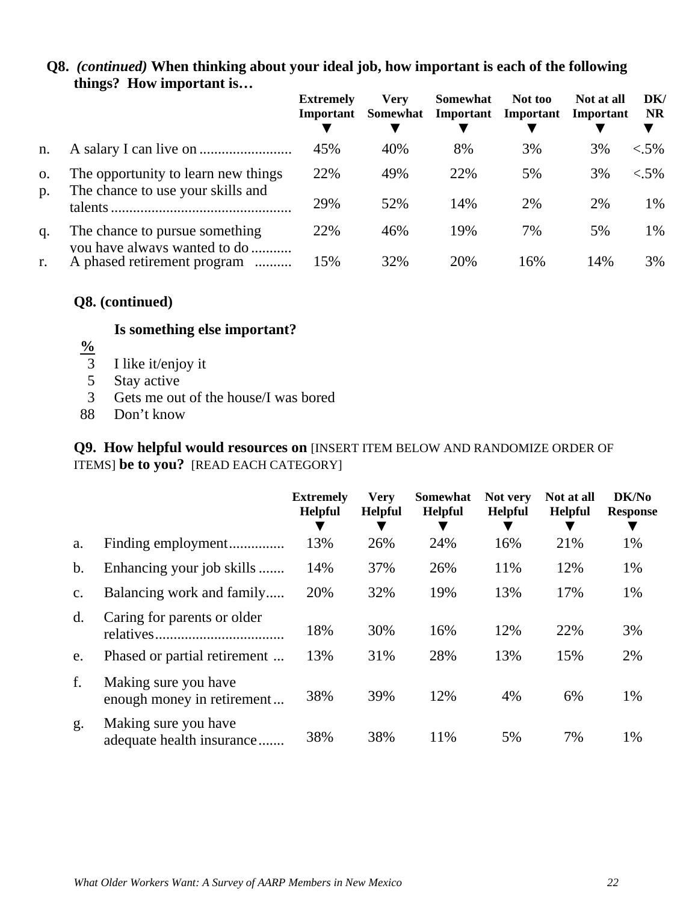**Q8.** ***(continued)*** **When thinking about your ideal job, how important is each of the following things? How important is…**

| | | Extremely Important | Very Somewhat | Somewhat Important | Not too Important | Not at all Important | DK/ NR |
|---|---|---|---|---|---|---|---|
| n. | A salary I can live on | 45% | 40% | 8% | 3% | 3% | <.5% |
| o. | The opportunity to learn new things | 22% | 49% | 22% | 5% | 3% | <.5% |
| p. | The chance to use your skills and talents | 29% | 52% | 14% | 2% | 2% | 1% |
| q. | The chance to pursue something you have always wanted to do | 22% | 46% | 19% | 7% | 5% | 1% |
| r. | A phased retirement program | 15% | 32% | 20% | 16% | 14% | 3% |

**Q8. (continued)**

**Is something else important?**

| % | |
|---|---|
| 3 | I like it/enjoy it |
| 5 | Stay active |
| 3 | Gets me out of the house/I was bored |
| 88 | Don't know |

**Q9. How helpful would resources on** [INSERT ITEM BELOW AND RANDOMIZE ORDER OF ITEMS] **be to you?** [READ EACH CATEGORY]

| | | Extremely Helpful | Very Helpful | Somewhat Helpful | Not very Helpful | Not at all Helpful | DK/No Response |
|---|---|---|---|---|---|---|---|
| a. | Finding employment | 13% | 26% | 24% | 16% | 21% | 1% |
| b. | Enhancing your job skills | 14% | 37% | 26% | 11% | 12% | 1% |
| c. | Balancing work and family | 20% | 32% | 19% | 13% | 17% | 1% |
| d. | Caring for parents or older relatives | 18% | 30% | 16% | 12% | 22% | 3% |
| e. | Phased or partial retirement | 13% | 31% | 28% | 13% | 15% | 2% |
| f. | Making sure you have enough money in retirement | 38% | 39% | 12% | 4% | 6% | 1% |
| g. | Making sure you have adequate health insurance | 38% | 38% | 11% | 5% | 7% | 1% |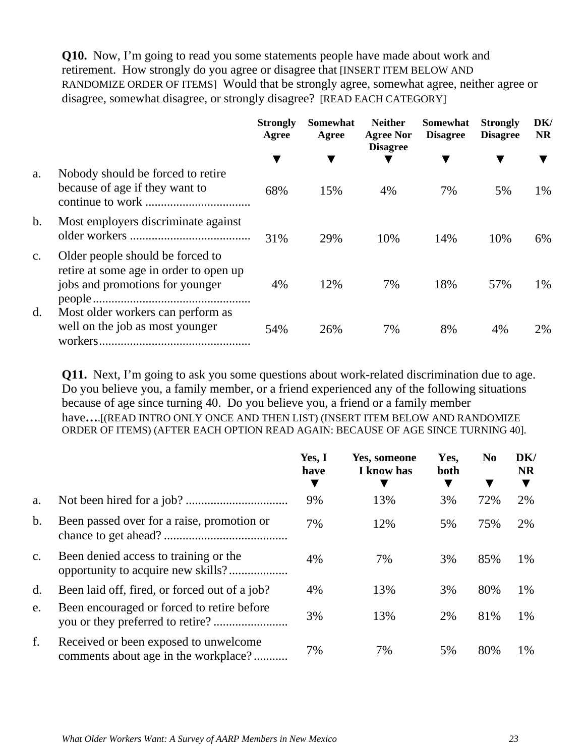**Q10.** Now, I'm going to read you some statements people have made about work and retirement. How strongly do you agree or disagree that [INSERT ITEM BELOW AND RANDOMIZE ORDER OF ITEMS] Would that be strongly agree, somewhat agree, neither agree or disagree, somewhat disagree, or strongly disagree? [READ EACH CATEGORY]

| | | Strongly Agree ▼ | Somewhat Agree ▼ | Neither Agree Nor Disagree ▼ | Somewhat Disagree ▼ | Strongly Disagree ▼ | DK/ NR ▼ |
|---|---|---|---|---|---|---|---|
| a. | Nobody should be forced to retire because of age if they want to continue to work .................................. | 68% | 15% | 4% | 7% | 5% | 1% |
| b. | Most employers discriminate against older workers ....................................... | 31% | 29% | 10% | 14% | 10% | 6% |
| c. | Older people should be forced to retire at some age in order to open up jobs and promotions for younger people.................................................. | 4% | 12% | 7% | 18% | 57% | 1% |
| d. | Most older workers can perform as well on the job as most younger workers................................................ | 54% | 26% | 7% | 8% | 4% | 2% |

**Q11.** Next, I'm going to ask you some questions about work-related discrimination due to age. Do you believe you, a family member, or a friend experienced any of the following situations <u>because of age since turning 40</u>. Do you believe you, a friend or a family member have**….**[(READ INTRO ONLY ONCE AND THEN LIST) (INSERT ITEM BELOW AND RANDOMIZE ORDER OF ITEMS) (AFTER EACH OPTION READ AGAIN: BECAUSE OF AGE SINCE TURNING 40].

| | | Yes, I have ▼ | Yes, someone I know has ▼ | Yes, both ▼ | No ▼ | DK/ NR ▼ |
|---|---|---|---|---|---|---|
| a. | Not been hired for a job? ................................ | 9% | 13% | 3% | 72% | 2% |
| b. | Been passed over for a raise, promotion or chance to get ahead? ........................................ | 7% | 12% | 5% | 75% | 2% |
| c. | Been denied access to training or the opportunity to acquire new skills?.................. | 4% | 7% | 3% | 85% | 1% |
| d. | Been laid off, fired, or forced out of a job? | 4% | 13% | 3% | 80% | 1% |
| e. | Been encouraged or forced to retire before you or they preferred to retire? ....................... | 3% | 13% | 2% | 81% | 1% |
| f. | Received or been exposed to unwelcome comments about age in the workplace?........... | 7% | 7% | 5% | 80% | 1% |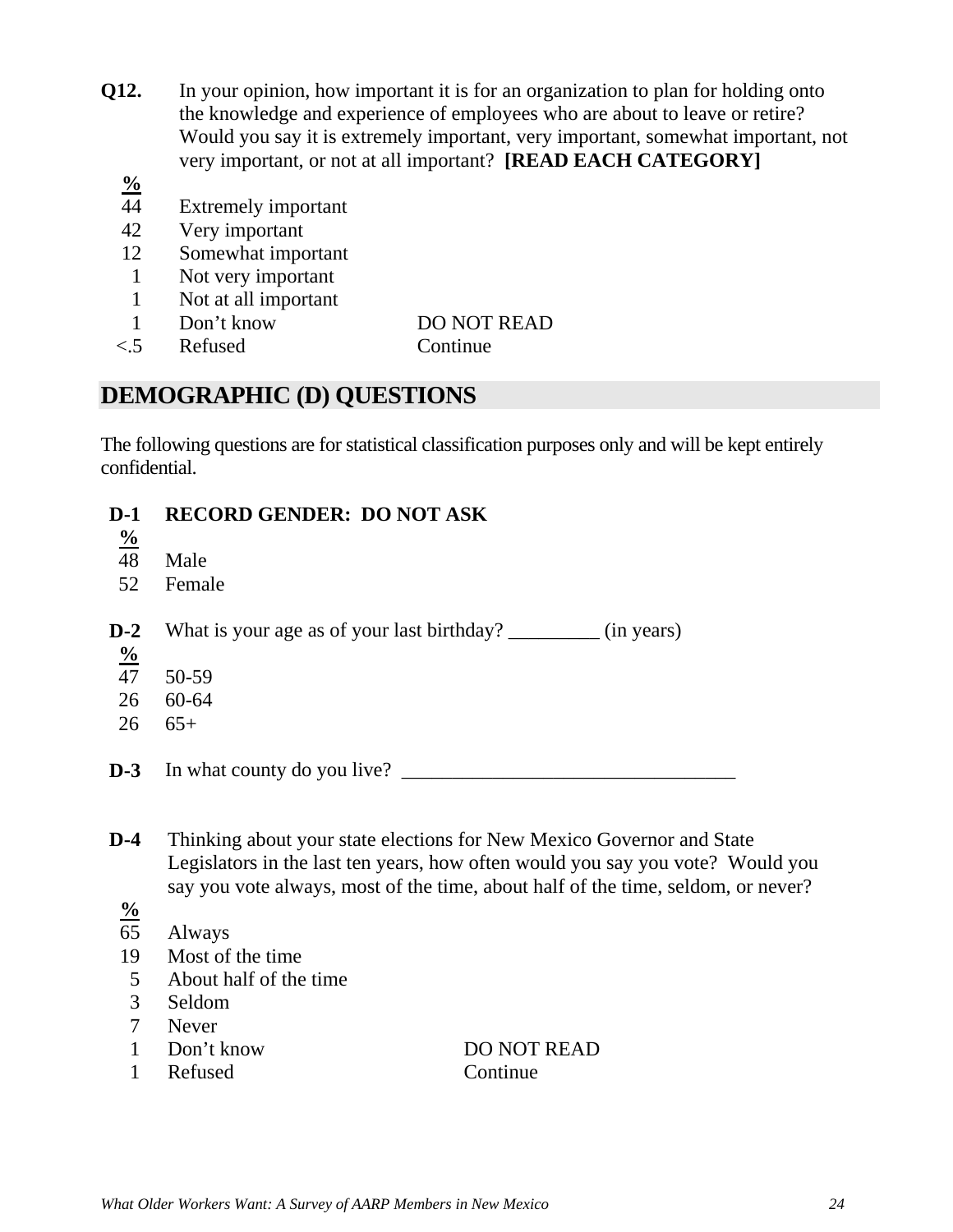**Q12.** In your opinion, how important it is for an organization to plan for holding onto the knowledge and experience of employees who are about to leave or retire? Would you say it is extremely important, very important, somewhat important, not very important, or not at all important? **[READ EACH CATEGORY]**

| % | | |
|---|---|---|
| 44 | Extremely important | |
| 42 | Very important | |
| 12 | Somewhat important | |
| 1 | Not very important | |
| 1 | Not at all important | |
| 1 | Don't know | DO NOT READ |
| <.5 | Refused | Continue |

## DEMOGRAPHIC (D) QUESTIONS

The following questions are for statistical classification purposes only and will be kept entirely confidential.

**D-1 RECORD GENDER: DO NOT ASK**

| % | |
|---|---|
| 48 | Male |
| 52 | Female |

**D-2** What is your age as of your last birthday? _________ (in years)

| % | |
|---|---|
| 47 | 50-59 |
| 26 | 60-64 |
| 26 | 65+ |

**D-3** In what county do you live? _________________________________

**D-4** Thinking about your state elections for New Mexico Governor and State Legislators in the last ten years, how often would you say you vote? Would you say you vote always, most of the time, about half of the time, seldom, or never?

| % | | |
|---|---|---|
| 65 | Always | |
| 19 | Most of the time | |
| 5 | About half of the time | |
| 3 | Seldom | |
| 7 | Never | |
| 1 | Don't know | DO NOT READ |
| 1 | Refused | Continue |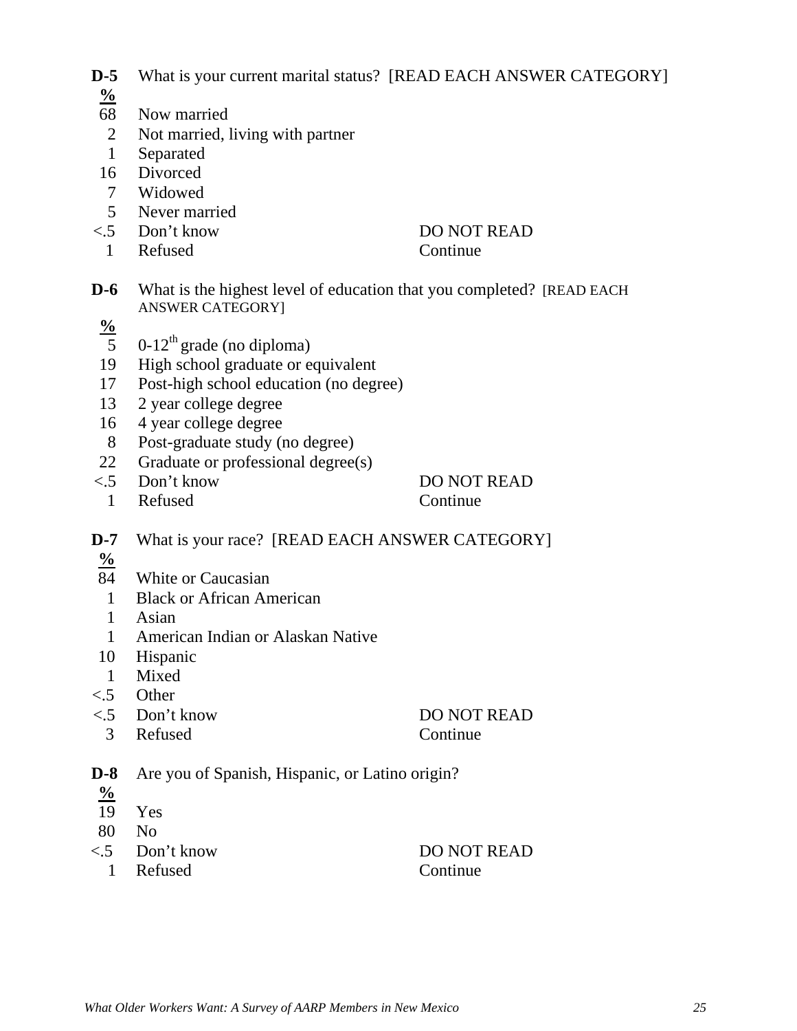**D-5** What is your current marital status? [READ EACH ANSWER CATEGORY]

| % | | |
|---|---|---|
| 68 | Now married | |
| 2 | Not married, living with partner | |
| 1 | Separated | |
| 16 | Divorced | |
| 7 | Widowed | |
| 5 | Never married | |
| <.5 | Don't know | DO NOT READ |
| 1 | Refused | Continue |

**D-6** What is the highest level of education that you completed? [READ EACH ANSWER CATEGORY]

| % | | |
|---|---|---|
| 5 | 0-12th grade (no diploma) | |
| 19 | High school graduate or equivalent | |
| 17 | Post-high school education (no degree) | |
| 13 | 2 year college degree | |
| 16 | 4 year college degree | |
| 8 | Post-graduate study (no degree) | |
| 22 | Graduate or professional degree(s) | |
| <.5 | Don't know | DO NOT READ |
| 1 | Refused | Continue |

**D-7** What is your race? [READ EACH ANSWER CATEGORY]

| % | | |
|---|---|---|
| 84 | White or Caucasian | |
| 1 | Black or African American | |
| 1 | Asian | |
| 1 | American Indian or Alaskan Native | |
| 10 | Hispanic | |
| 1 | Mixed | |
| <.5 | Other | |
| <.5 | Don't know | DO NOT READ |
| 3 | Refused | Continue |

**D-8** Are you of Spanish, Hispanic, or Latino origin?

| % | | |
|---|---|---|
| 19 | Yes | |
| 80 | No | |
| <.5 | Don't know | DO NOT READ |
| 1 | Refused | Continue |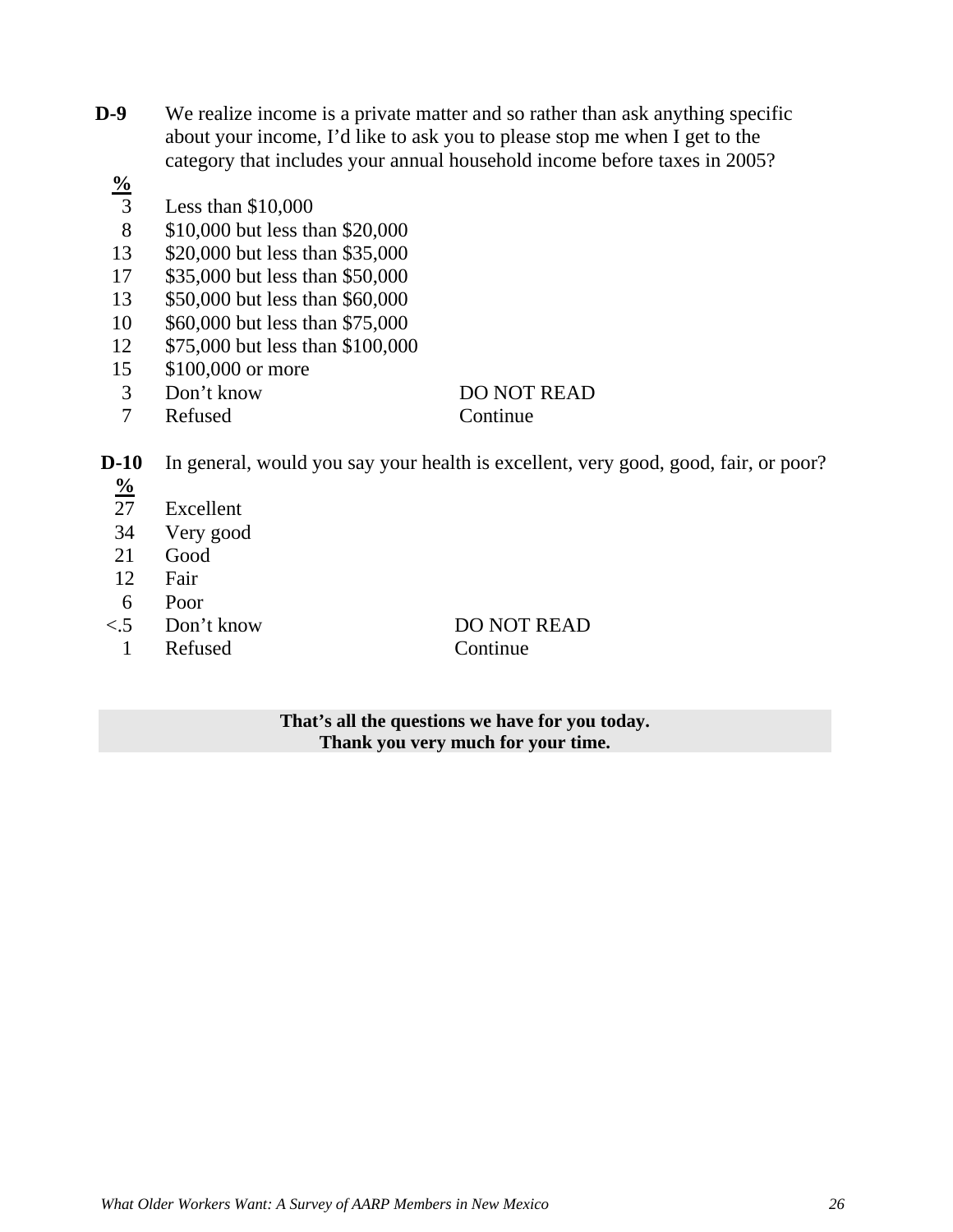**D-9** We realize income is a private matter and so rather than ask anything specific about your income, I'd like to ask you to please stop me when I get to the category that includes your annual household income before taxes in 2005?

| % | | |
|---|---|---|
| 3 | Less than $10,000 | |
| 8 | $10,000 but less than $20,000 | |
| 13 | $20,000 but less than $35,000 | |
| 17 | $35,000 but less than $50,000 | |
| 13 | $50,000 but less than $60,000 | |
| 10 | $60,000 but less than $75,000 | |
| 12 | $75,000 but less than $100,000 | |
| 15 | $100,000 or more | |
| 3 | Don't know | DO NOT READ |
| 7 | Refused | Continue |

**D-10** In general, would you say your health is excellent, very good, good, fair, or poor?

| % | | |
|---|---|---|
| 27 | Excellent | |
| 34 | Very good | |
| 21 | Good | |
| 12 | Fair | |
| 6 | Poor | |
| <.5 | Don't know | DO NOT READ |
| 1 | Refused | Continue |

**That's all the questions we have for you today.**
**Thank you very much for your time.**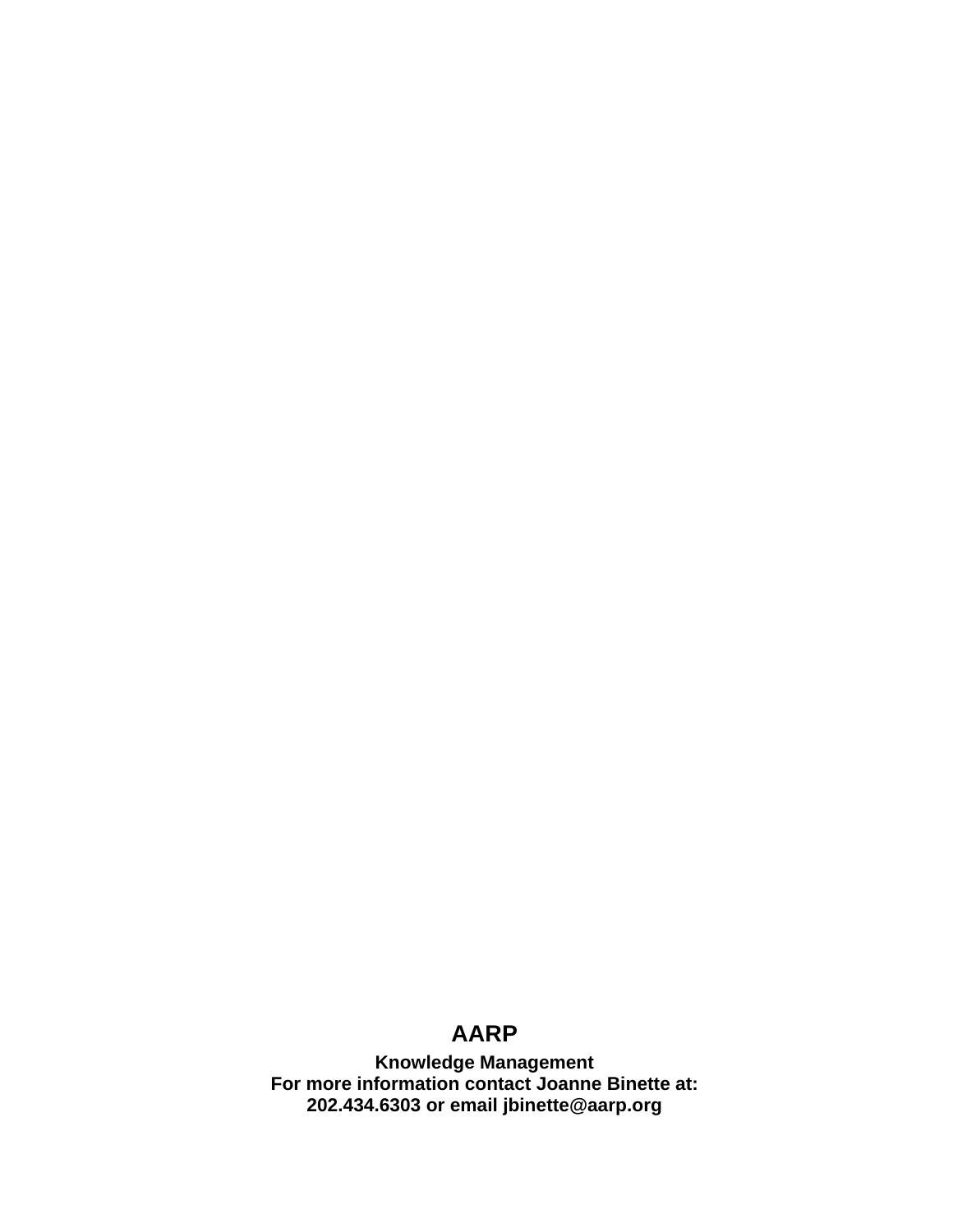**AARP**

**Knowledge Management**
**For more information contact Joanne Binette at:**
**202.434.6303 or email jbinette@aarp.org**